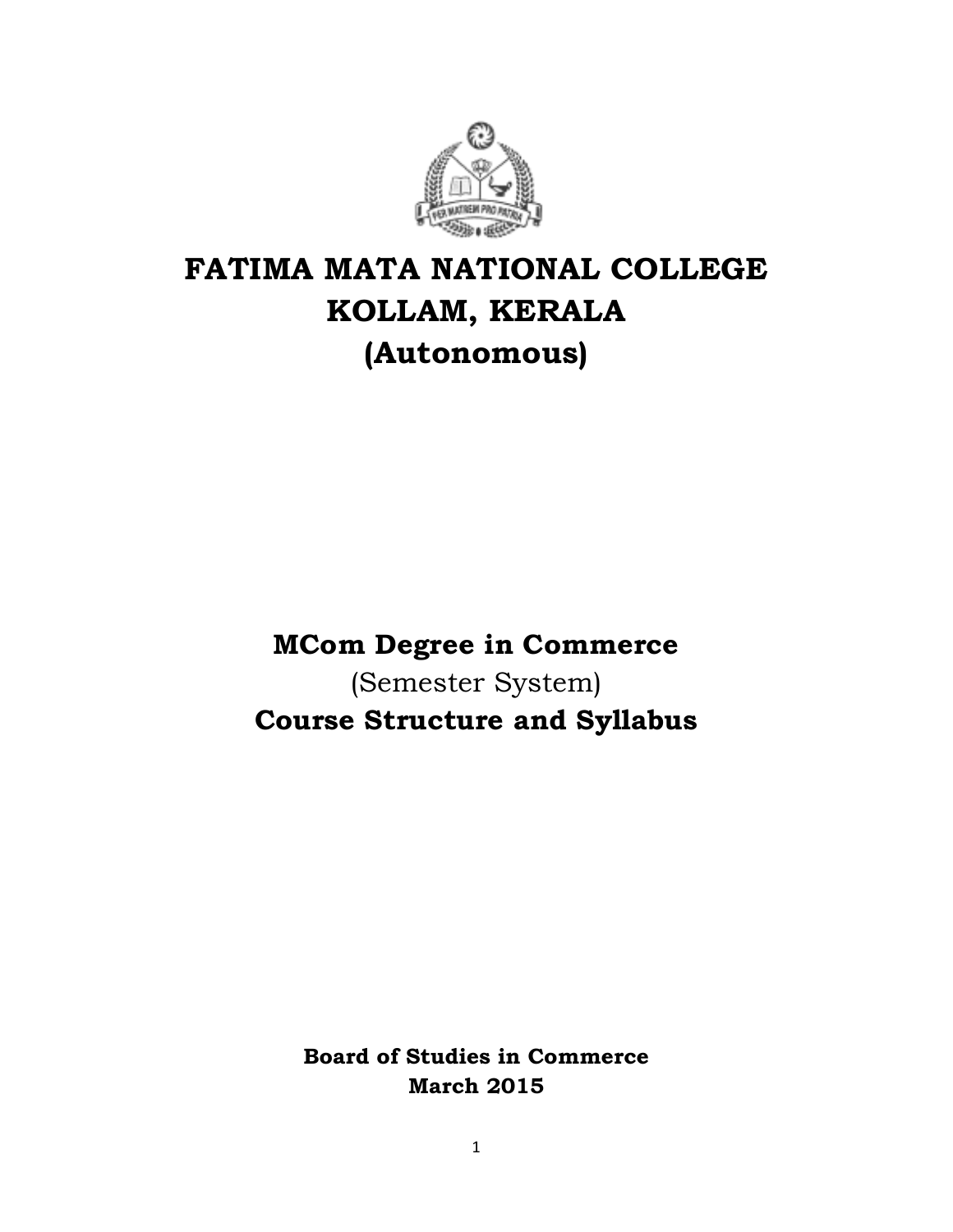# FATIMA MATA NATIONAL COLLEGE
# KOLLAM, KERALA
# (Autonomous)

## MCom Degree in Commerce
(Semester System)
## Course Structure and Syllabus

**Board of Studies in Commerce**
**March 2015**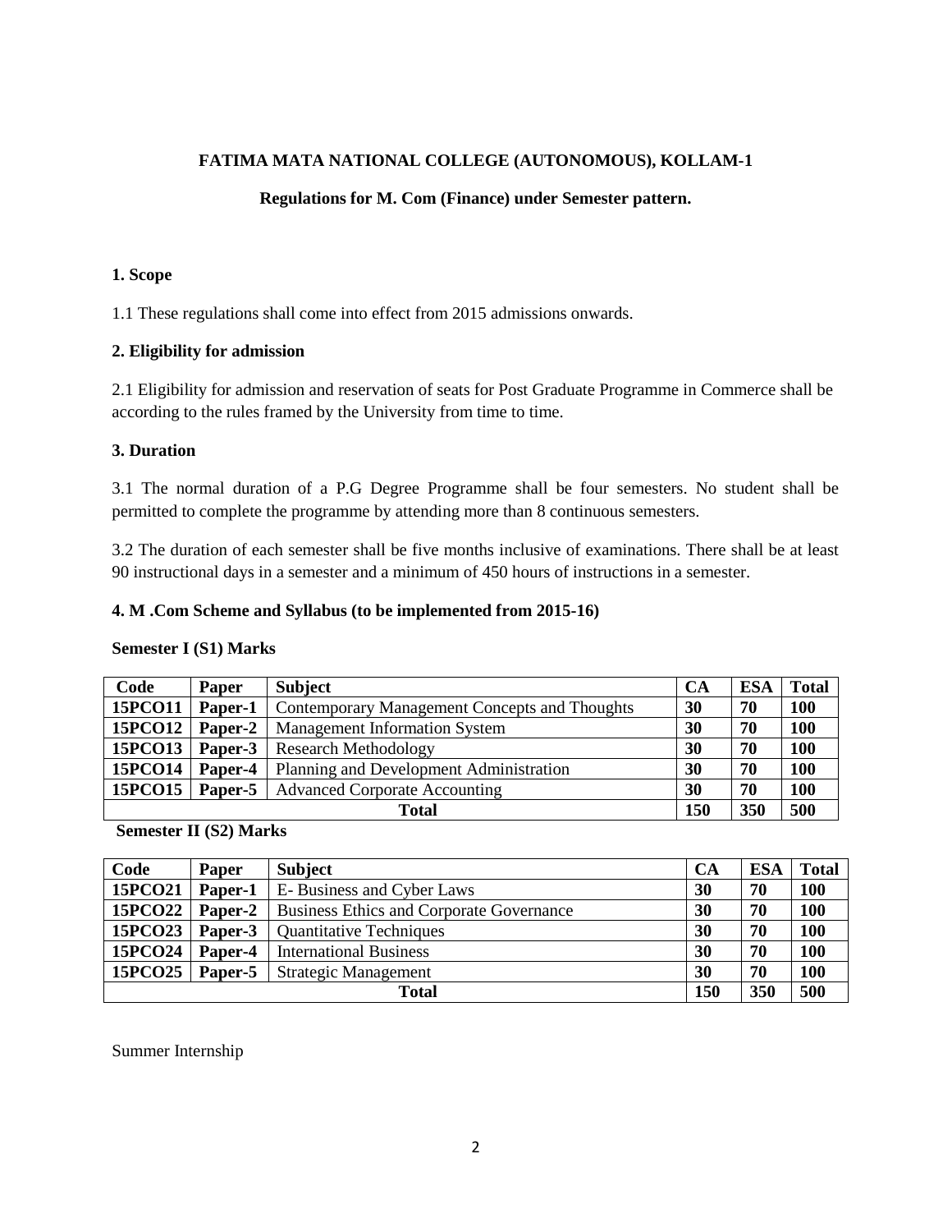**FATIMA MATA NATIONAL COLLEGE (AUTONOMOUS), KOLLAM-1**

**Regulations for M. Com (Finance) under Semester pattern.**

**1. Scope**

1.1 These regulations shall come into effect from 2015 admissions onwards.

**2. Eligibility for admission**

2.1 Eligibility for admission and reservation of seats for Post Graduate Programme in Commerce shall be according to the rules framed by the University from time to time.

**3. Duration**

3.1 The normal duration of a P.G Degree Programme shall be four semesters. No student shall be permitted to complete the programme by attending more than 8 continuous semesters.

3.2 The duration of each semester shall be five months inclusive of examinations. There shall be at least 90 instructional days in a semester and a minimum of 450 hours of instructions in a semester.

**4. M .Com Scheme and Syllabus (to be implemented from 2015-16)**

**Semester I (S1) Marks**

| Code | Paper | Subject | CA | ESA | Total |
|---|---|---|---|---|---|
| **15PCO11** | **Paper-1** | Contemporary Management Concepts and Thoughts | **30** | **70** | **100** |
| **15PCO12** | **Paper-2** | Management Information System | **30** | **70** | **100** |
| **15PCO13** | **Paper-3** | Research Methodology | **30** | **70** | **100** |
| **15PCO14** | **Paper-4** | Planning and Development Administration | **30** | **70** | **100** |
| **15PCO15** | **Paper-5** | Advanced Corporate Accounting | **30** | **70** | **100** |
| | | **Total** | **150** | **350** | **500** |

**Semester II (S2) Marks**

| Code | Paper | Subject | CA | ESA | Total |
|---|---|---|---|---|---|
| **15PCO21** | **Paper-1** | E- Business and Cyber Laws | **30** | **70** | **100** |
| **15PCO22** | **Paper-2** | Business Ethics and Corporate Governance | **30** | **70** | **100** |
| **15PCO23** | **Paper-3** | Quantitative Techniques | **30** | **70** | **100** |
| **15PCO24** | **Paper-4** | International Business | **30** | **70** | **100** |
| **15PCO25** | **Paper-5** | Strategic Management | **30** | **70** | **100** |
| | | **Total** | **150** | **350** | **500** |

Summer Internship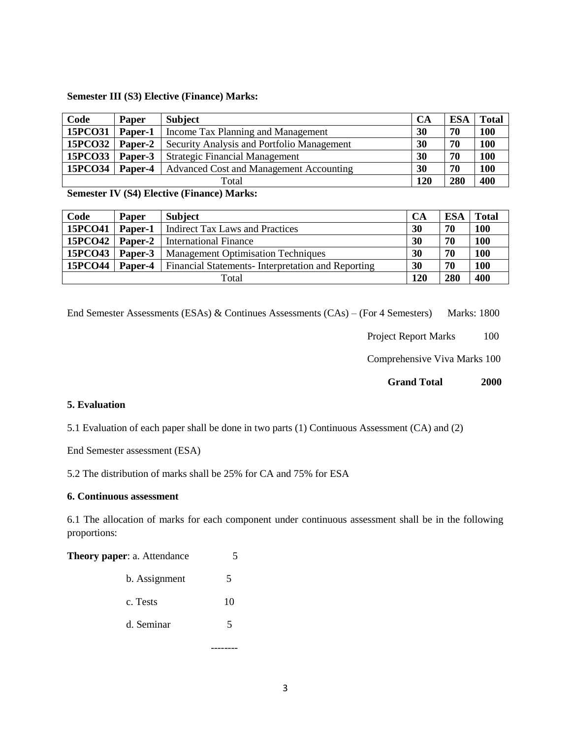**Semester III (S3) Elective (Finance) Marks:**

| Code | Paper | Subject | CA | ESA | Total |
|---|---|---|---|---|---|
| **15PCO31** | **Paper-1** | Income Tax Planning and Management | **30** | **70** | **100** |
| **15PCO32** | **Paper-2** | Security Analysis and Portfolio Management | **30** | **70** | **100** |
| **15PCO33** | **Paper-3** | Strategic Financial Management | **30** | **70** | **100** |
| **15PCO34** | **Paper-4** | Advanced Cost and Management Accounting | **30** | **70** | **100** |
| Total | | | **120** | **280** | **400** |

**Semester IV (S4) Elective (Finance) Marks:**

| Code | Paper | Subject | CA | ESA | Total |
|---|---|---|---|---|---|
| **15PCO41** | **Paper-1** | Indirect Tax Laws and Practices | **30** | **70** | **100** |
| **15PCO42** | **Paper-2** | International Finance | **30** | **70** | **100** |
| **15PCO43** | **Paper-3** | Management Optimisation Techniques | **30** | **70** | **100** |
| **15PCO44** | **Paper-4** | Financial Statements- Interpretation and Reporting | **30** | **70** | **100** |
| Total | | | **120** | **280** | **400** |

End Semester Assessments (ESAs) & Continues Assessments (CAs) – (For 4 Semesters) Marks: 1800

Project Report Marks 100

Comprehensive Viva Marks 100

**Grand Total 2000**

**5. Evaluation**

5.1 Evaluation of each paper shall be done in two parts (1) Continuous Assessment (CA) and (2) End Semester assessment (ESA)

5.2 The distribution of marks shall be 25% for CA and 75% for ESA

**6. Continuous assessment**

6.1 The allocation of marks for each component under continuous assessment shall be in the following proportions:

**Theory paper**: a. Attendance 5

b. Assignment 5

c. Tests 10

d. Seminar 5

--------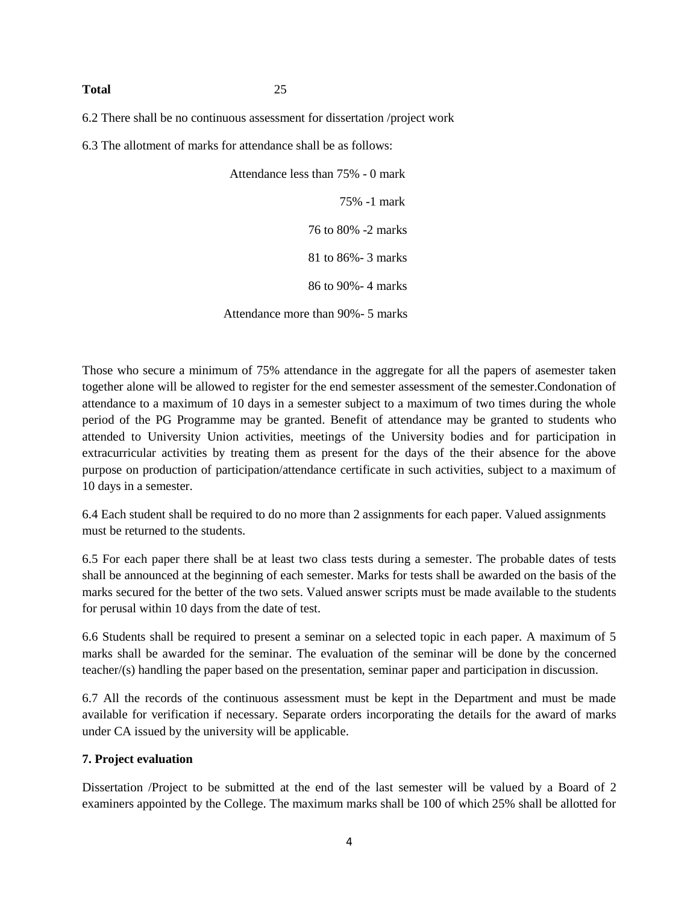| **Total** | 25 |
|---|---|

6.2 There shall be no continuous assessment for dissertation /project work

6.3 The allotment of marks for attendance shall be as follows:

Attendance less than 75% - 0 mark

75% -1 mark

76 to 80% -2 marks

81 to 86%- 3 marks

86 to 90%- 4 marks

Attendance more than 90%- 5 marks

Those who secure a minimum of 75% attendance in the aggregate for all the papers of asemester taken together alone will be allowed to register for the end semester assessment of the semester.Condonation of attendance to a maximum of 10 days in a semester subject to a maximum of two times during the whole period of the PG Programme may be granted. Benefit of attendance may be granted to students who attended to University Union activities, meetings of the University bodies and for participation in extracurricular activities by treating them as present for the days of the their absence for the above purpose on production of participation/attendance certificate in such activities, subject to a maximum of 10 days in a semester.

6.4 Each student shall be required to do no more than 2 assignments for each paper. Valued assignments must be returned to the students.

6.5 For each paper there shall be at least two class tests during a semester. The probable dates of tests shall be announced at the beginning of each semester. Marks for tests shall be awarded on the basis of the marks secured for the better of the two sets. Valued answer scripts must be made available to the students for perusal within 10 days from the date of test.

6.6 Students shall be required to present a seminar on a selected topic in each paper. A maximum of 5 marks shall be awarded for the seminar. The evaluation of the seminar will be done by the concerned teacher/(s) handling the paper based on the presentation, seminar paper and participation in discussion.

6.7 All the records of the continuous assessment must be kept in the Department and must be made available for verification if necessary. Separate orders incorporating the details for the award of marks under CA issued by the university will be applicable.

**7. Project evaluation**

Dissertation /Project to be submitted at the end of the last semester will be valued by a Board of 2 examiners appointed by the College. The maximum marks shall be 100 of which 25% shall be allotted for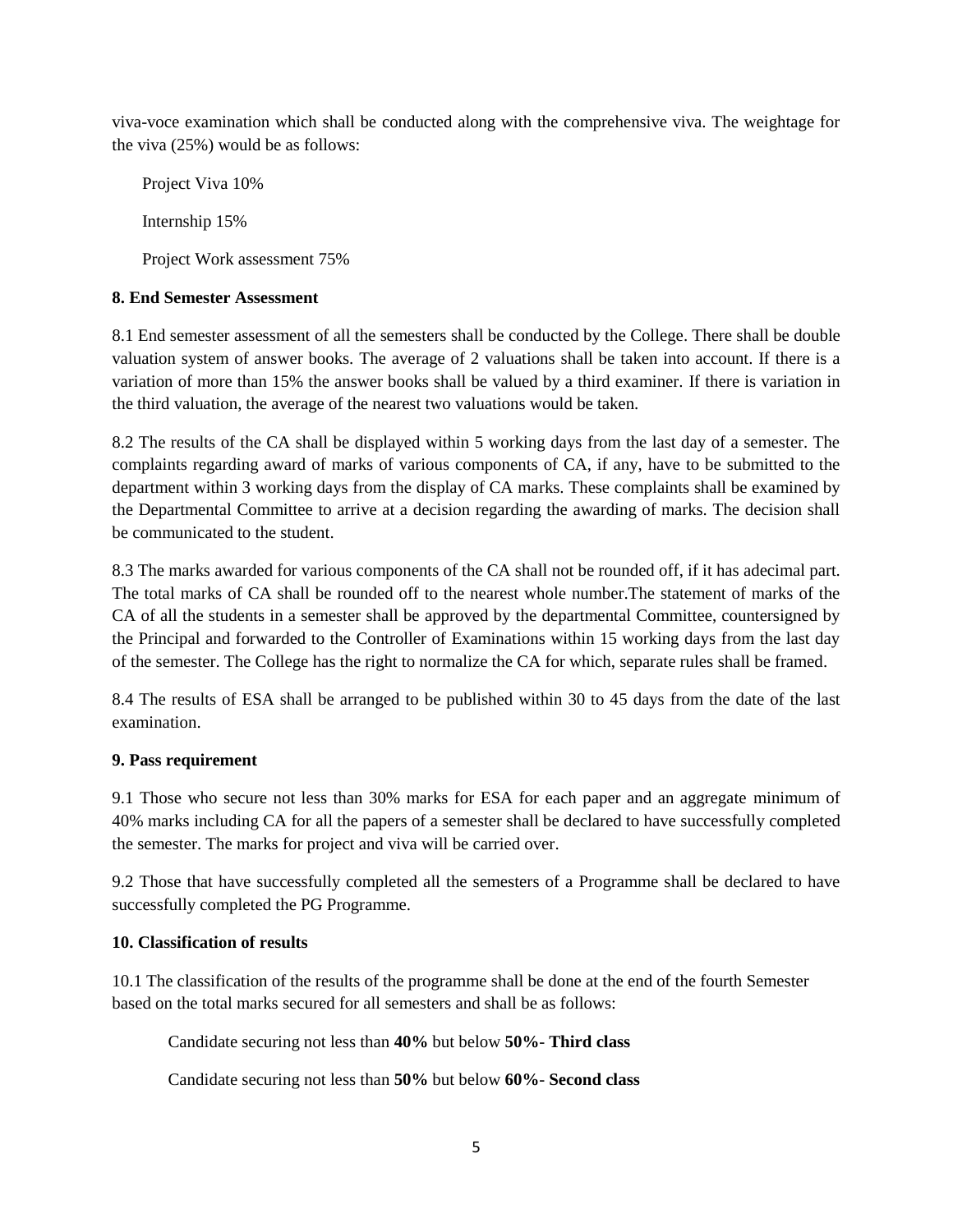viva-voce examination which shall be conducted along with the comprehensive viva. The weightage for the viva (25%) would be as follows:

Project Viva 10%

Internship 15%

Project Work assessment 75%

**8. End Semester Assessment**

8.1 End semester assessment of all the semesters shall be conducted by the College. There shall be double valuation system of answer books. The average of 2 valuations shall be taken into account. If there is a variation of more than 15% the answer books shall be valued by a third examiner. If there is variation in the third valuation, the average of the nearest two valuations would be taken.

8.2 The results of the CA shall be displayed within 5 working days from the last day of a semester. The complaints regarding award of marks of various components of CA, if any, have to be submitted to the department within 3 working days from the display of CA marks. These complaints shall be examined by the Departmental Committee to arrive at a decision regarding the awarding of marks. The decision shall be communicated to the student.

8.3 The marks awarded for various components of the CA shall not be rounded off, if it has adecimal part. The total marks of CA shall be rounded off to the nearest whole number.The statement of marks of the CA of all the students in a semester shall be approved by the departmental Committee, countersigned by the Principal and forwarded to the Controller of Examinations within 15 working days from the last day of the semester. The College has the right to normalize the CA for which, separate rules shall be framed.

8.4 The results of ESA shall be arranged to be published within 30 to 45 days from the date of the last examination.

**9. Pass requirement**

9.1 Those who secure not less than 30% marks for ESA for each paper and an aggregate minimum of 40% marks including CA for all the papers of a semester shall be declared to have successfully completed the semester. The marks for project and viva will be carried over.

9.2 Those that have successfully completed all the semesters of a Programme shall be declared to have successfully completed the PG Programme.

**10. Classification of results**

10.1 The classification of the results of the programme shall be done at the end of the fourth Semester based on the total marks secured for all semesters and shall be as follows:

Candidate securing not less than **40%** but below **50%**- **Third class**

Candidate securing not less than **50%** but below **60%**- **Second class**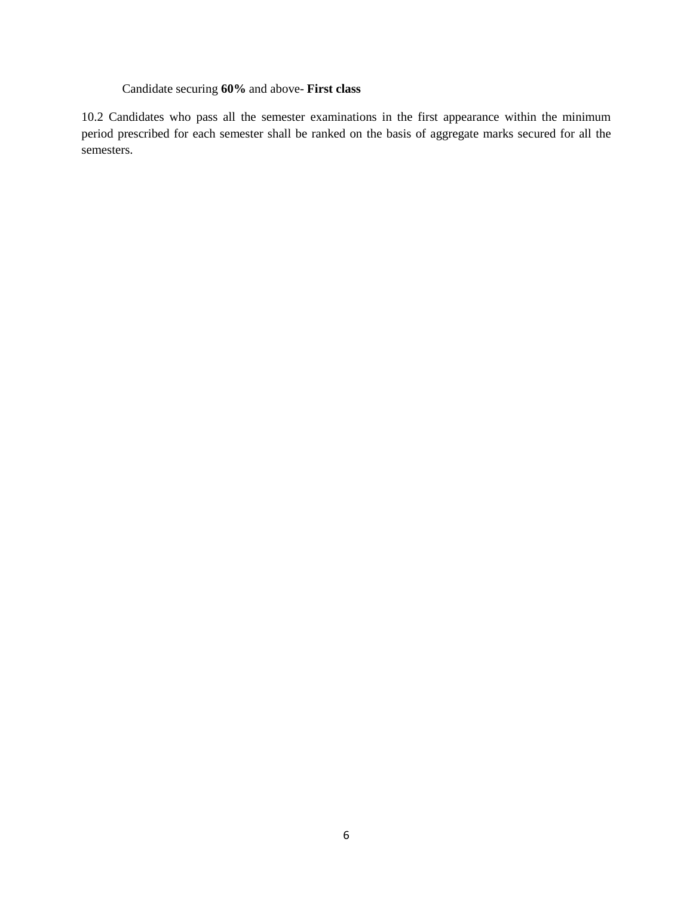Candidate securing **60%** and above- **First class**

10.2 Candidates who pass all the semester examinations in the first appearance within the minimum period prescribed for each semester shall be ranked on the basis of aggregate marks secured for all the semesters.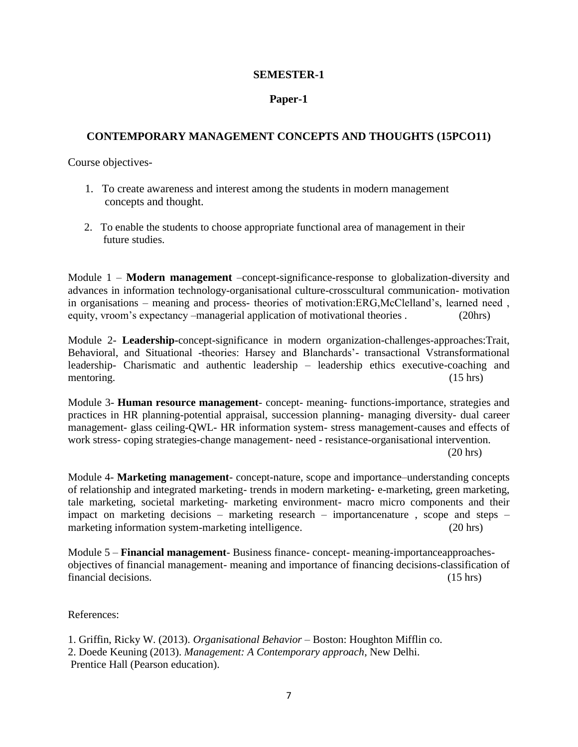**SEMESTER-1**

**Paper-1**

**CONTEMPORARY MANAGEMENT CONCEPTS AND THOUGHTS (15PCO11)**

Course objectives-

1. To create awareness and interest among the students in modern management concepts and thought.
2. To enable the students to choose appropriate functional area of management in their future studies.

Module 1 – **Modern management** –concept-significance-response to globalization-diversity and advances in information technology-organisational culture-crosscultural communication- motivation in organisations – meaning and process- theories of motivation:ERG,McClelland's, learned need , equity, vroom's expectancy –managerial application of motivational theories . (20hrs)

Module 2- **Leadership-**concept-significance in modern organization-challenges-approaches:Trait, Behavioral, and Situational -theories: Harsey and Blanchards'- transactional Vstransformational leadership- Charismatic and authentic leadership – leadership ethics executive-coaching and mentoring. (15 hrs)

Module 3- **Human resource management**- concept- meaning- functions-importance, strategies and practices in HR planning-potential appraisal, succession planning- managing diversity- dual career management- glass ceiling-QWL- HR information system- stress management-causes and effects of work stress- coping strategies-change management- need - resistance-organisational intervention. (20 hrs)

Module 4- **Marketing management**- concept-nature, scope and importance–understanding concepts of relationship and integrated marketing- trends in modern marketing- e-marketing, green marketing, tale marketing, societal marketing- marketing environment- macro micro components and their impact on marketing decisions – marketing research – importancenature , scope and steps – marketing information system-marketing intelligence. (20 hrs)

Module 5 – **Financial management**- Business finance- concept- meaning-importanceapproaches-objectives of financial management- meaning and importance of financing decisions-classification of financial decisions. (15 hrs)

References:

1. Griffin, Ricky W. (2013). *Organisational Behavior* – Boston: Houghton Mifflin co.
2. Doede Keuning (2013). *Management: A Contemporary approach*, New Delhi. Prentice Hall (Pearson education).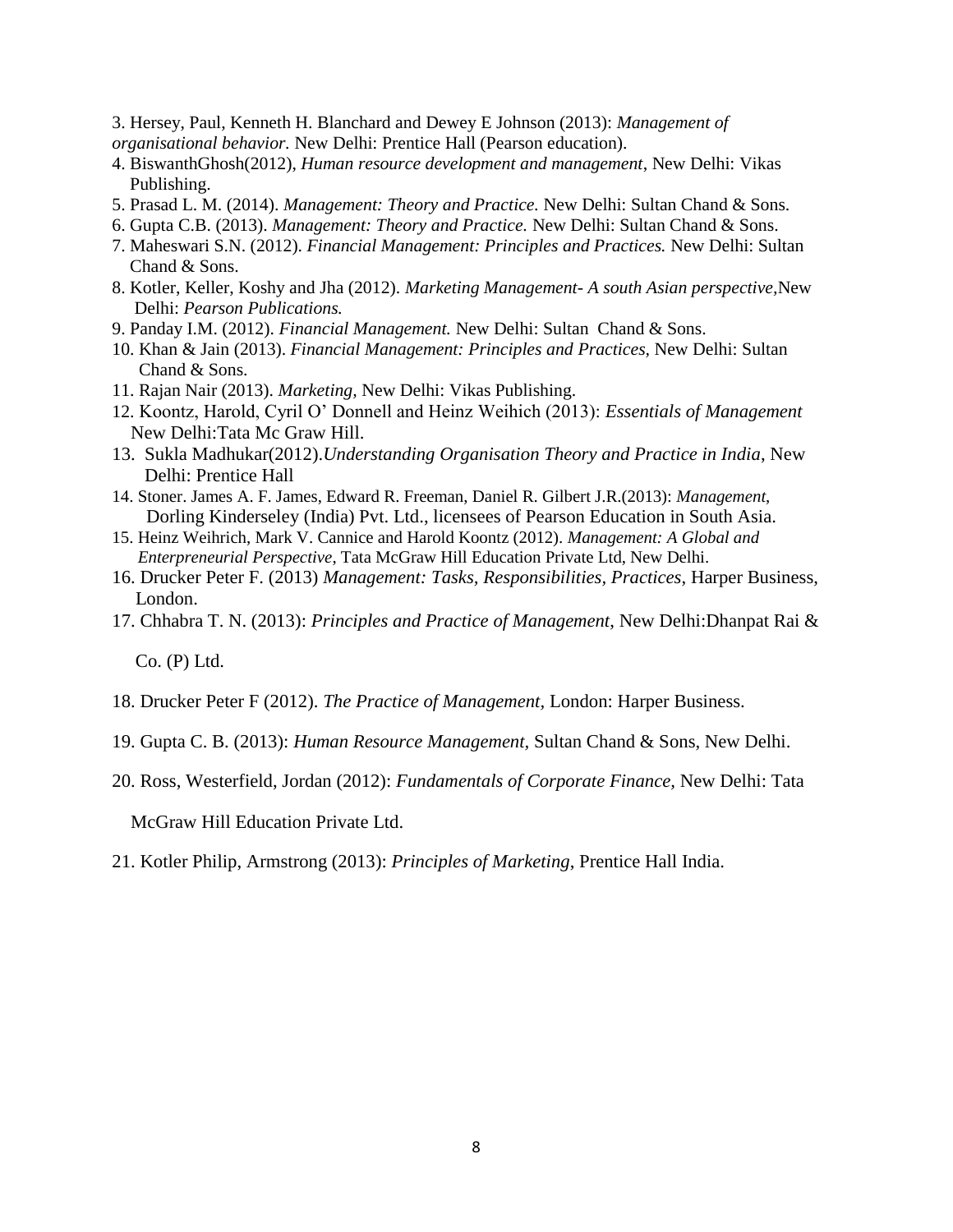3. Hersey, Paul, Kenneth H. Blanchard and Dewey E Johnson (2013): *Management of organisational behavior.* New Delhi: Prentice Hall (Pearson education).
4. BiswanthGhosh(2012), *Human resource development and management*, New Delhi: Vikas Publishing.
5. Prasad L. M. (2014). *Management: Theory and Practice.* New Delhi: Sultan Chand & Sons.
6. Gupta C.B. (2013). *Management: Theory and Practice.* New Delhi: Sultan Chand & Sons.
7. Maheswari S.N. (2012). *Financial Management: Principles and Practices.* New Delhi: Sultan Chand & Sons.
8. Kotler, Keller, Koshy and Jha (2012). *Marketing Management- A south Asian perspective*,New Delhi: *Pearson Publications.*
9. Panday I.M. (2012). *Financial Management.* New Delhi: Sultan Chand & Sons.
10. Khan & Jain (2013). *Financial Management: Principles and Practices*, New Delhi: Sultan Chand & Sons.
11. Rajan Nair (2013). *Marketing*, New Delhi: Vikas Publishing.
12. Koontz, Harold, Cyril O' Donnell and Heinz Weihich (2013): *Essentials of Management* New Delhi:Tata Mc Graw Hill.
13. Sukla Madhukar(2012).*Understanding Organisation Theory and Practice in India*, New Delhi: Prentice Hall
14. Stoner. James A. F. James, Edward R. Freeman, Daniel R. Gilbert J.R.(2013): *Management*, Dorling Kinderseley (India) Pvt. Ltd., licensees of Pearson Education in South Asia.
15. Heinz Weihrich, Mark V. Cannice and Harold Koontz (2012). *Management: A Global and Enterpreneurial Perspective*, Tata McGraw Hill Education Private Ltd, New Delhi.
16. Drucker Peter F. (2013) *Management: Tasks, Responsibilities, Practices*, Harper Business, London.
17. Chhabra T. N. (2013): *Principles and Practice of Management*, New Delhi:Dhanpat Rai & Co. (P) Ltd.
18. Drucker Peter F (2012). *The Practice of Management*, London: Harper Business.
19. Gupta C. B. (2013): *Human Resource Management*, Sultan Chand & Sons, New Delhi.
20. Ross, Westerfield, Jordan (2012): *Fundamentals of Corporate Finance,* New Delhi: Tata McGraw Hill Education Private Ltd.
21. Kotler Philip, Armstrong (2013): *Principles of Marketing*, Prentice Hall India.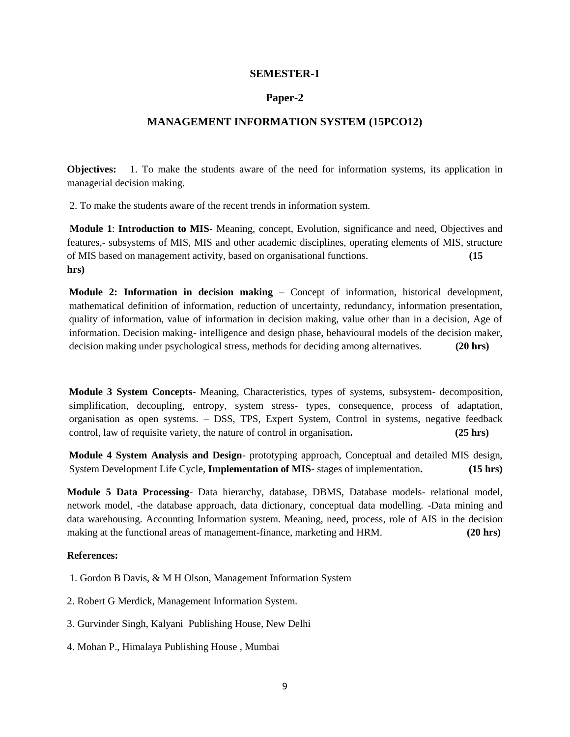## SEMESTER-1

## Paper-2

## MANAGEMENT INFORMATION SYSTEM (15PCO12)

**Objectives:** 1. To make the students aware of the need for information systems, its application in managerial decision making.

2. To make the students aware of the recent trends in information system.

**Module 1**: **Introduction to MIS**- Meaning, concept, Evolution, significance and need, Objectives and features,- subsystems of MIS, MIS and other academic disciplines, operating elements of MIS, structure of MIS based on management activity, based on organisational functions. **(15 hrs)**

**Module 2: Information in decision making** – Concept of information, historical development, mathematical definition of information, reduction of uncertainty, redundancy, information presentation, quality of information, value of information in decision making, value other than in a decision, Age of information. Decision making- intelligence and design phase, behavioural models of the decision maker, decision making under psychological stress, methods for deciding among alternatives. **(20 hrs)**

**Module 3 System Concepts**- Meaning, Characteristics, types of systems, subsystem- decomposition, simplification, decoupling, entropy, system stress- types, consequence, process of adaptation, organisation as open systems. – DSS, TPS, Expert System, Control in systems, negative feedback control, law of requisite variety, the nature of control in organisation**.** **(25 hrs)**

**Module 4 System Analysis and Design**- prototyping approach, Conceptual and detailed MIS design, System Development Life Cycle, **Implementation of MIS-** stages of implementation**.** **(15 hrs)**

**Module 5 Data Processing**- Data hierarchy, database, DBMS, Database models- relational model, network model, -the database approach, data dictionary, conceptual data modelling. -Data mining and data warehousing. Accounting Information system. Meaning, need, process, role of AIS in the decision making at the functional areas of management-finance, marketing and HRM. **(20 hrs)**

**References:**

1. Gordon B Davis, & M H Olson, Management Information System
2. Robert G Merdick, Management Information System.
3. Gurvinder Singh, Kalyani Publishing House, New Delhi
4. Mohan P., Himalaya Publishing House , Mumbai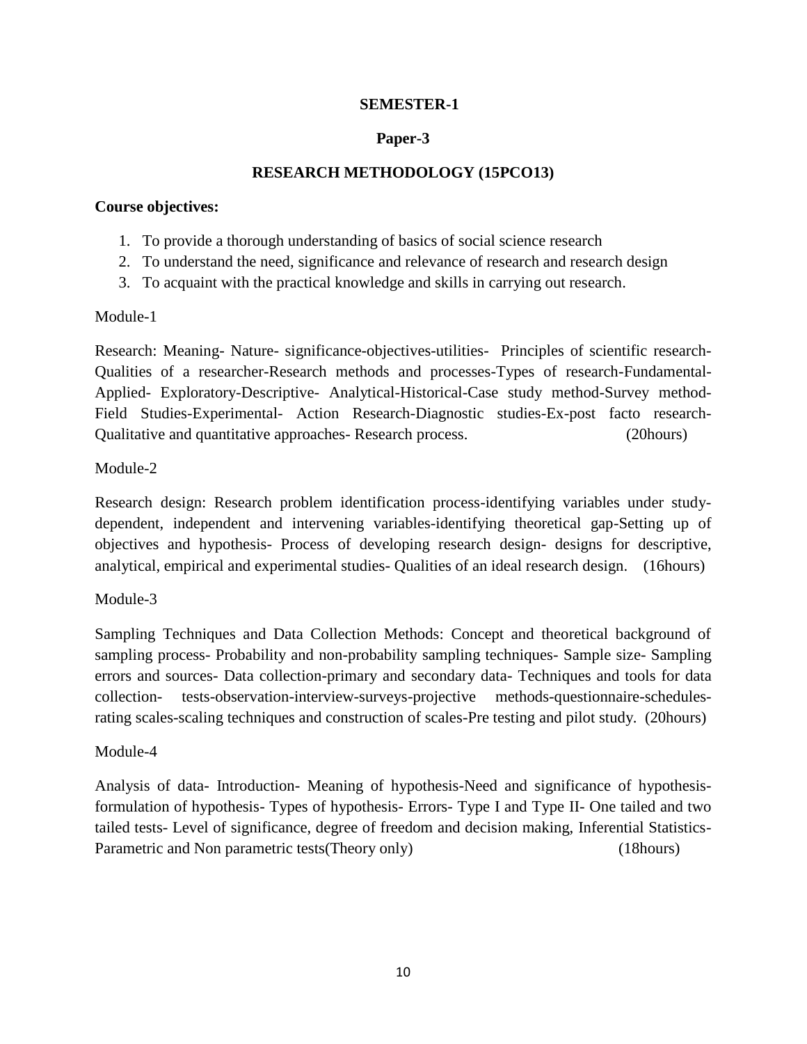**SEMESTER-1**

**Paper-3**

**RESEARCH METHODOLOGY (15PCO13)**

**Course objectives:**

1. To provide a thorough understanding of basics of social science research
2. To understand the need, significance and relevance of research and research design
3. To acquaint with the practical knowledge and skills in carrying out research.

Module-1

Research: Meaning- Nature- significance-objectives-utilities- Principles of scientific research-Qualities of a researcher-Research methods and processes-Types of research-Fundamental-Applied- Exploratory-Descriptive- Analytical-Historical-Case study method-Survey method-Field Studies-Experimental- Action Research-Diagnostic studies-Ex-post facto research-Qualitative and quantitative approaches- Research process. (20hours)

Module-2

Research design: Research problem identification process-identifying variables under study-dependent, independent and intervening variables-identifying theoretical gap-Setting up of objectives and hypothesis- Process of developing research design- designs for descriptive, analytical, empirical and experimental studies- Qualities of an ideal research design. (16hours)

Module-3

Sampling Techniques and Data Collection Methods: Concept and theoretical background of sampling process- Probability and non-probability sampling techniques- Sample size- Sampling errors and sources- Data collection-primary and secondary data- Techniques and tools for data collection- tests-observation-interview-surveys-projective methods-questionnaire-schedules-rating scales-scaling techniques and construction of scales-Pre testing and pilot study. (20hours)

Module-4

Analysis of data- Introduction- Meaning of hypothesis-Need and significance of hypothesis-formulation of hypothesis- Types of hypothesis- Errors- Type I and Type II- One tailed and two tailed tests- Level of significance, degree of freedom and decision making, Inferential Statistics-Parametric and Non parametric tests(Theory only) (18hours)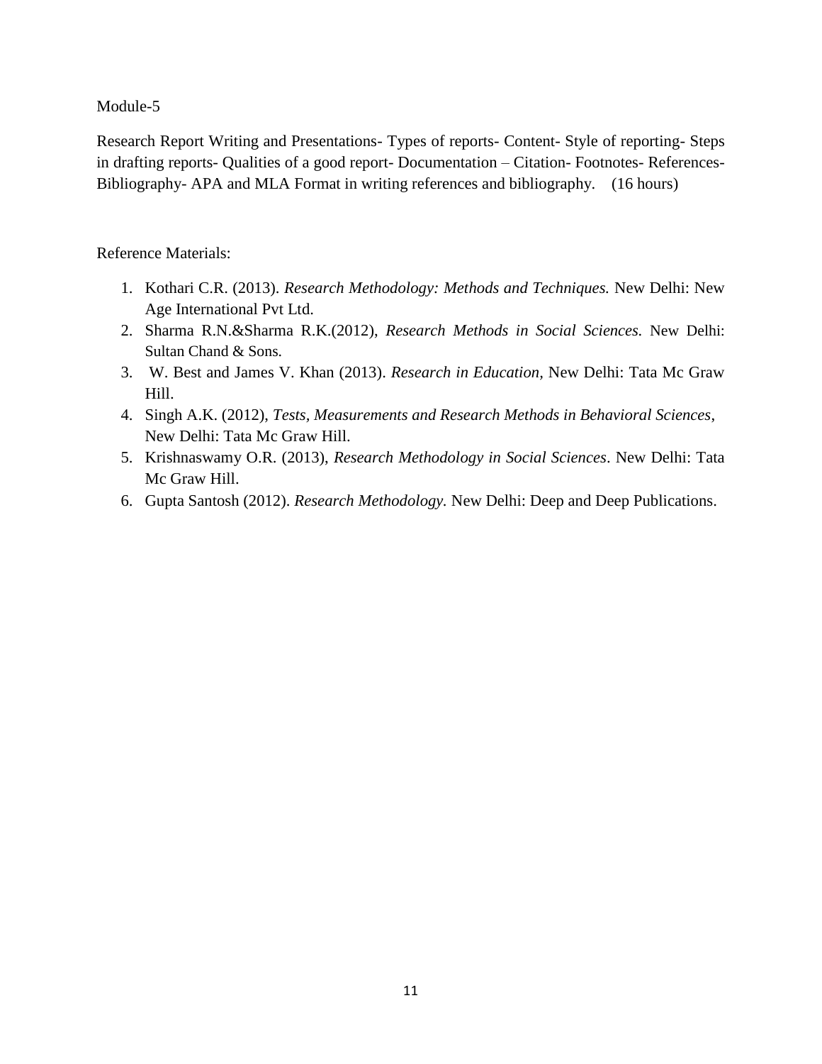Module-5

Research Report Writing and Presentations- Types of reports- Content- Style of reporting- Steps in drafting reports- Qualities of a good report- Documentation – Citation- Footnotes- References- Bibliography- APA and MLA Format in writing references and bibliography. (16 hours)

Reference Materials:

1. Kothari C.R. (2013). *Research Methodology: Methods and Techniques.* New Delhi: New Age International Pvt Ltd.
2. Sharma R.N.&Sharma R.K.(2012), *Research Methods in Social Sciences.* New Delhi: Sultan Chand & Sons.
3. W. Best and James V. Khan (2013). *Research in Education,* New Delhi: Tata Mc Graw Hill.
4. Singh A.K. (2012), *Tests, Measurements and Research Methods in Behavioral Sciences*, New Delhi: Tata Mc Graw Hill.
5. Krishnaswamy O.R. (2013), *Research Methodology in Social Sciences*. New Delhi: Tata Mc Graw Hill.
6. Gupta Santosh (2012). *Research Methodology.* New Delhi: Deep and Deep Publications.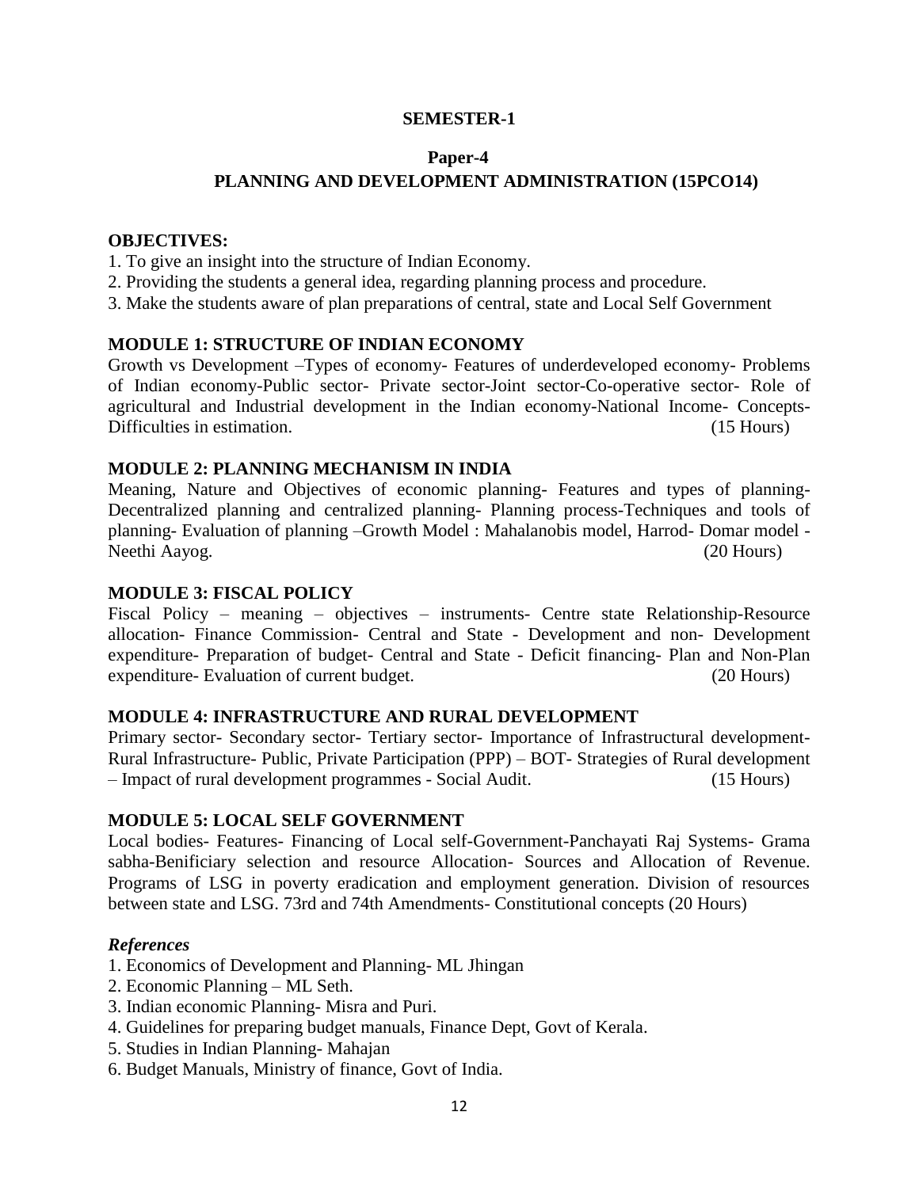**SEMESTER-1**

**Paper-4**

**PLANNING AND DEVELOPMENT ADMINISTRATION (15PCO14)**

**OBJECTIVES:**

1. To give an insight into the structure of Indian Economy.
2. Providing the students a general idea, regarding planning process and procedure.
3. Make the students aware of plan preparations of central, state and Local Self Government

**MODULE 1: STRUCTURE OF INDIAN ECONOMY**

Growth vs Development –Types of economy- Features of underdeveloped economy- Problems of Indian economy-Public sector- Private sector-Joint sector-Co-operative sector- Role of agricultural and Industrial development in the Indian economy-National Income- Concepts-Difficulties in estimation. (15 Hours)

**MODULE 2: PLANNING MECHANISM IN INDIA**

Meaning, Nature and Objectives of economic planning- Features and types of planning-Decentralized planning and centralized planning- Planning process-Techniques and tools of planning- Evaluation of planning –Growth Model : Mahalanobis model, Harrod- Domar model -Neethi Aayog. (20 Hours)

**MODULE 3: FISCAL POLICY**

Fiscal Policy – meaning – objectives – instruments- Centre state Relationship-Resource allocation- Finance Commission- Central and State - Development and non- Development expenditure- Preparation of budget- Central and State - Deficit financing- Plan and Non-Plan expenditure- Evaluation of current budget. (20 Hours)

**MODULE 4: INFRASTRUCTURE AND RURAL DEVELOPMENT**

Primary sector- Secondary sector- Tertiary sector- Importance of Infrastructural development-Rural Infrastructure- Public, Private Participation (PPP) – BOT- Strategies of Rural development – Impact of rural development programmes - Social Audit. (15 Hours)

**MODULE 5: LOCAL SELF GOVERNMENT**

Local bodies- Features- Financing of Local self-Government-Panchayati Raj Systems- Grama sabha-Benificiary selection and resource Allocation- Sources and Allocation of Revenue. Programs of LSG in poverty eradication and employment generation. Division of resources between state and LSG. 73rd and 74th Amendments- Constitutional concepts (20 Hours)

***References***

1. Economics of Development and Planning- ML Jhingan
2. Economic Planning – ML Seth.
3. Indian economic Planning- Misra and Puri.
4. Guidelines for preparing budget manuals, Finance Dept, Govt of Kerala.
5. Studies in Indian Planning- Mahajan
6. Budget Manuals, Ministry of finance, Govt of India.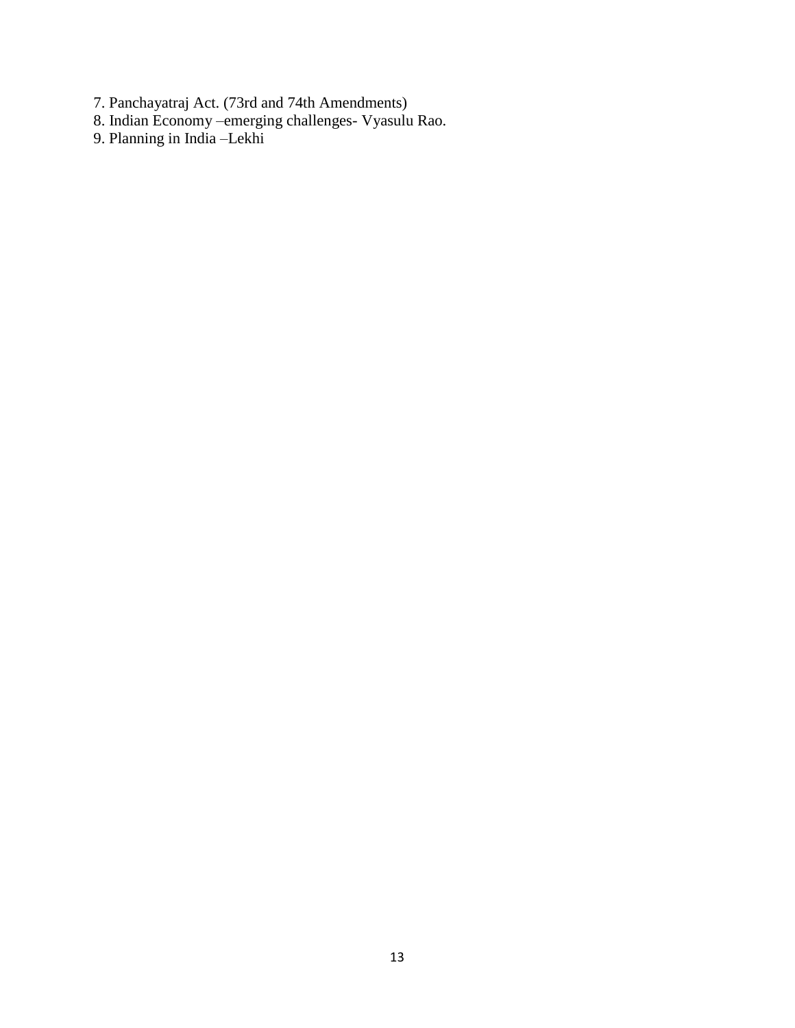7. Panchayatraj Act. (73rd and 74th Amendments)
8. Indian Economy –emerging challenges- Vyasulu Rao.
9. Planning in India –Lekhi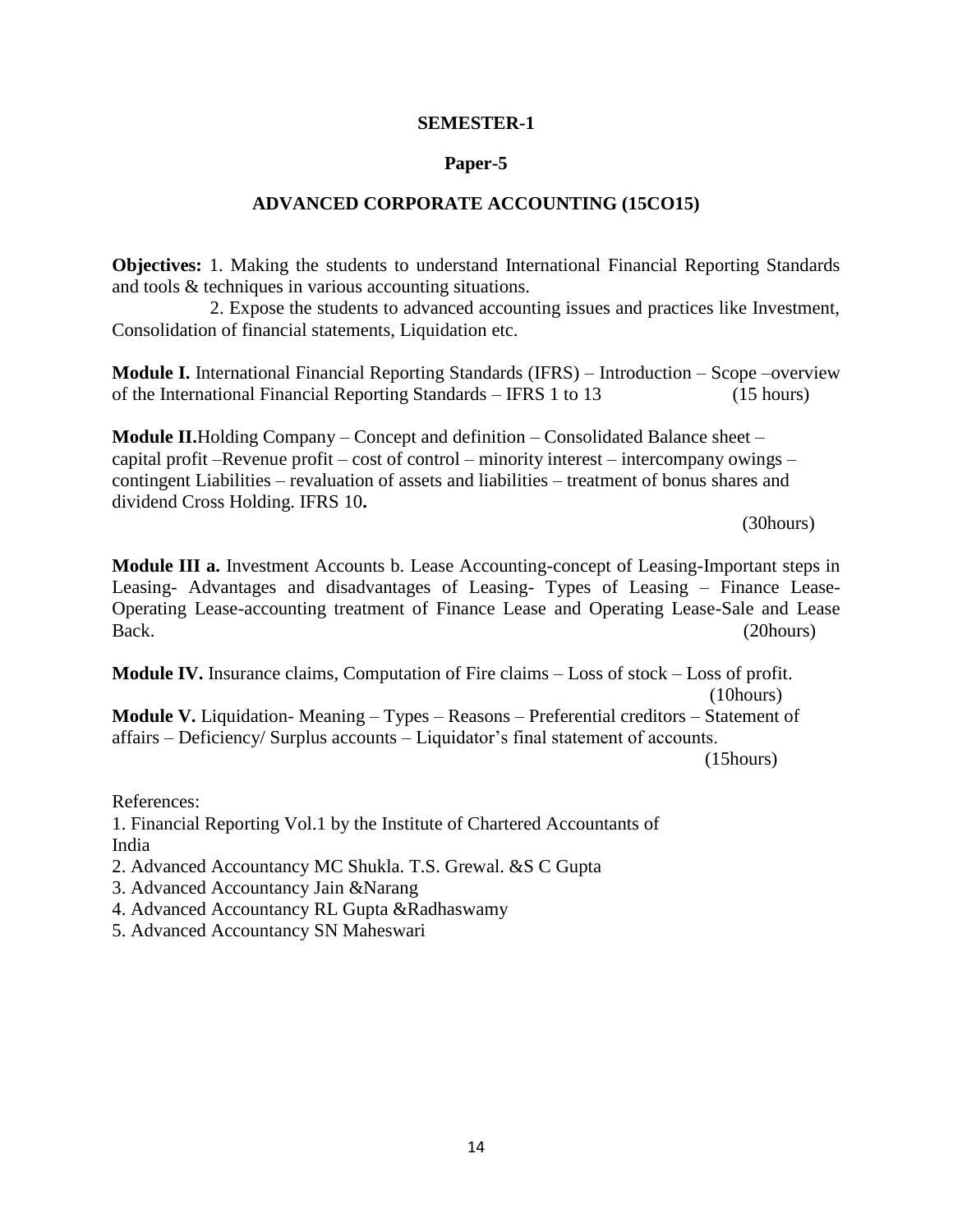**SEMESTER-1**

**Paper-5**

**ADVANCED CORPORATE ACCOUNTING (15CO15)**

**Objectives:** 1. Making the students to understand International Financial Reporting Standards and tools & techniques in various accounting situations.

2. Expose the students to advanced accounting issues and practices like Investment, Consolidation of financial statements, Liquidation etc.

**Module I.** International Financial Reporting Standards (IFRS) – Introduction – Scope –overview of the International Financial Reporting Standards – IFRS 1 to 13 (15 hours)

**Module II.**Holding Company – Concept and definition – Consolidated Balance sheet – capital profit –Revenue profit – cost of control – minority interest – intercompany owings – contingent Liabilities – revaluation of assets and liabilities – treatment of bonus shares and dividend Cross Holding. IFRS 10**.**

(30hours)

**Module III a.** Investment Accounts b. Lease Accounting-concept of Leasing-Important steps in Leasing- Advantages and disadvantages of Leasing- Types of Leasing – Finance Lease-Operating Lease-accounting treatment of Finance Lease and Operating Lease-Sale and Lease Back. (20hours)

**Module IV.** Insurance claims, Computation of Fire claims – Loss of stock – Loss of profit. (10hours)

**Module V.** Liquidation- Meaning – Types – Reasons – Preferential creditors – Statement of affairs – Deficiency/ Surplus accounts – Liquidator's final statement of accounts. (15hours)

References:

1. Financial Reporting Vol.1 by the Institute of Chartered Accountants of India
2. Advanced Accountancy MC Shukla. T.S. Grewal. &S C Gupta
3. Advanced Accountancy Jain &Narang
4. Advanced Accountancy RL Gupta &Radhaswamy
5. Advanced Accountancy SN Maheswari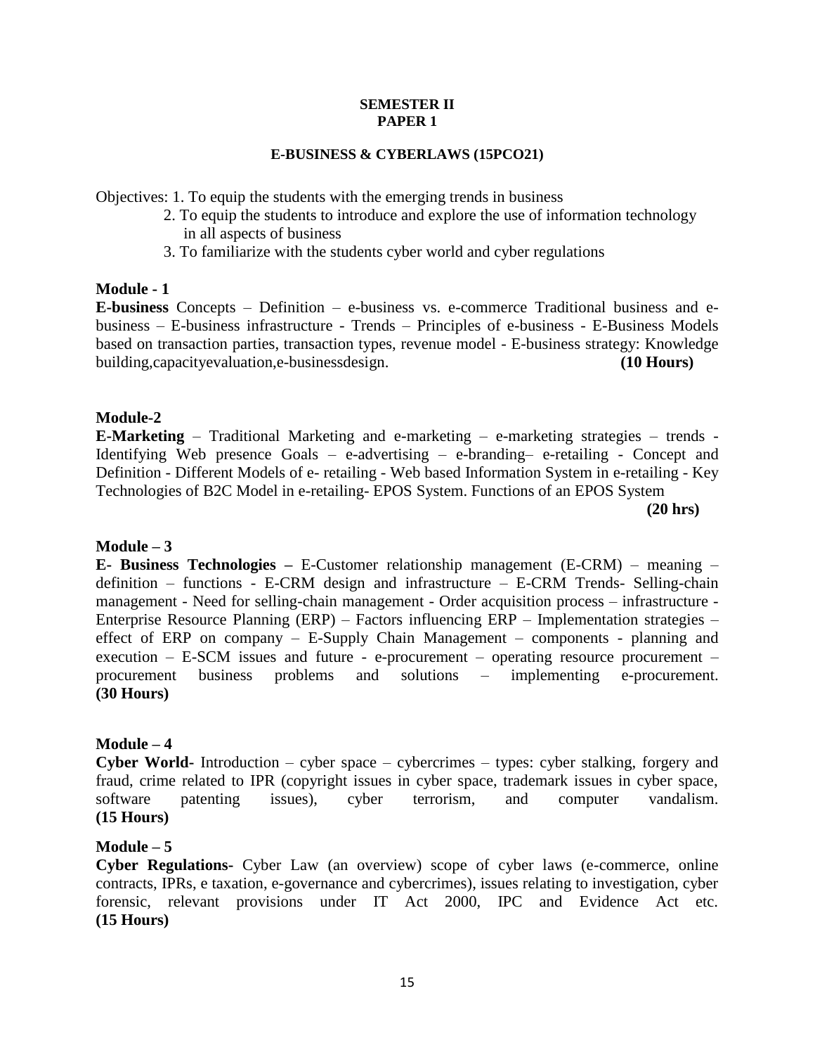**SEMESTER II**
**PAPER 1**

**E-BUSINESS & CYBERLAWS (15PCO21)**

Objectives: 1. To equip the students with the emerging trends in business

2. To equip the students to introduce and explore the use of information technology in all aspects of business
3. To familiarize with the students cyber world and cyber regulations

**Module - 1**

**E-business** Concepts – Definition – e-business vs. e-commerce Traditional business and e-business – E-business infrastructure - Trends – Principles of e-business - E-Business Models based on transaction parties, transaction types, revenue model - E-business strategy: Knowledge building,capacityevaluation,e-businessdesign. **(10 Hours)**

**Module-2**

**E-Marketing** – Traditional Marketing and e-marketing – e-marketing strategies – trends - Identifying Web presence Goals – e-advertising – e-branding– e-retailing - Concept and Definition - Different Models of e- retailing - Web based Information System in e-retailing - Key Technologies of B2C Model in e-retailing- EPOS System. Functions of an EPOS System **(20 hrs)**

**Module – 3**

**E- Business Technologies –** E-Customer relationship management (E-CRM) – meaning – definition – functions - E-CRM design and infrastructure – E-CRM Trends- Selling-chain management - Need for selling-chain management - Order acquisition process – infrastructure - Enterprise Resource Planning (ERP) – Factors influencing ERP – Implementation strategies – effect of ERP on company – E-Supply Chain Management – components - planning and execution – E-SCM issues and future - e-procurement – operating resource procurement – procurement business problems and solutions – implementing e-procurement. **(30 Hours)**

**Module – 4**

**Cyber World-** Introduction – cyber space – cybercrimes – types: cyber stalking, forgery and fraud, crime related to IPR (copyright issues in cyber space, trademark issues in cyber space, software patenting issues), cyber terrorism, and computer vandalism. **(15 Hours)**

**Module – 5**

**Cyber Regulations-** Cyber Law (an overview) scope of cyber laws (e-commerce, online contracts, IPRs, e taxation, e-governance and cybercrimes), issues relating to investigation, cyber forensic, relevant provisions under IT Act 2000, IPC and Evidence Act etc. **(15 Hours)**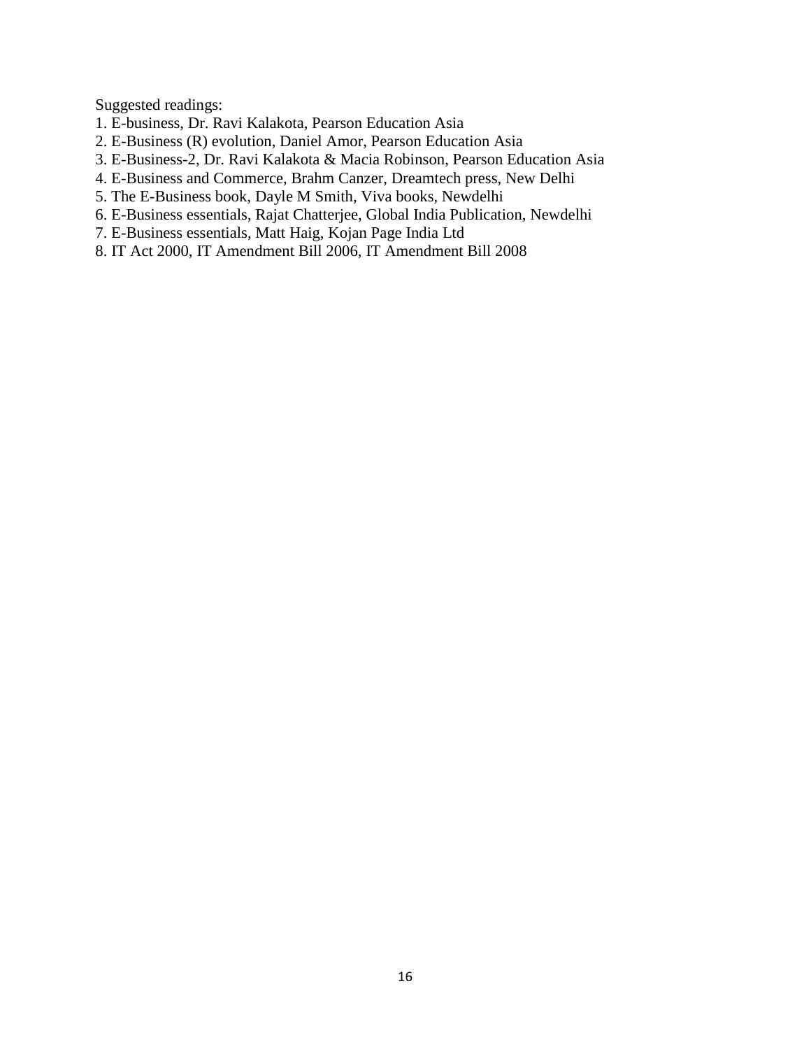Suggested readings:

1. E-business, Dr. Ravi Kalakota, Pearson Education Asia
2. E-Business (R) evolution, Daniel Amor, Pearson Education Asia
3. E-Business-2, Dr. Ravi Kalakota & Macia Robinson, Pearson Education Asia
4. E-Business and Commerce, Brahm Canzer, Dreamtech press, New Delhi
5. The E-Business book, Dayle M Smith, Viva books, Newdelhi
6. E-Business essentials, Rajat Chatterjee, Global India Publication, Newdelhi
7. E-Business essentials, Matt Haig, Kojan Page India Ltd
8. IT Act 2000, IT Amendment Bill 2006, IT Amendment Bill 2008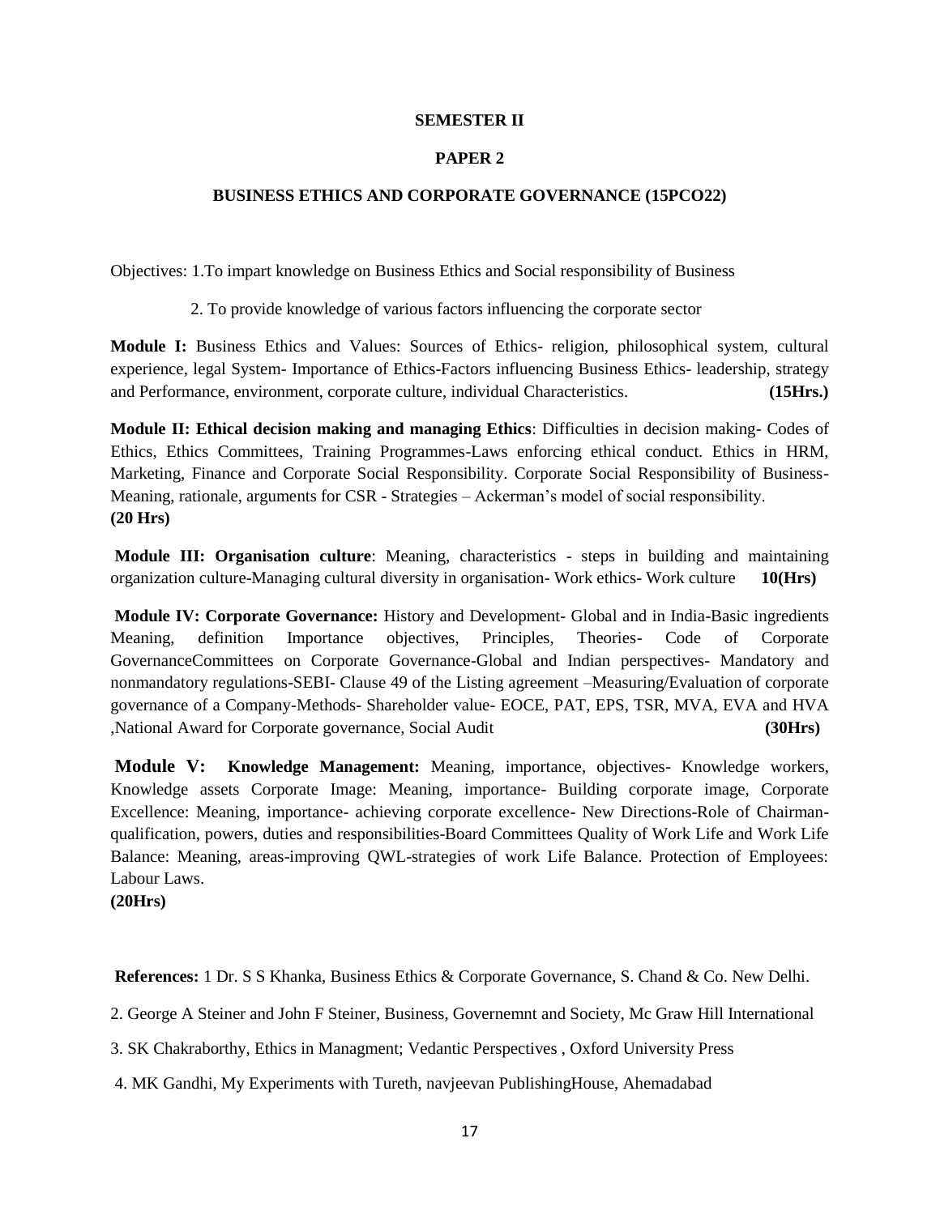**SEMESTER II**

**PAPER 2**

**BUSINESS ETHICS AND CORPORATE GOVERNANCE (15PCO22)**

Objectives: 1.To impart knowledge on Business Ethics and Social responsibility of Business

2. To provide knowledge of various factors influencing the corporate sector

**Module I:** Business Ethics and Values: Sources of Ethics- religion, philosophical system, cultural experience, legal System- Importance of Ethics-Factors influencing Business Ethics- leadership, strategy and Performance, environment, corporate culture, individual Characteristics. **(15Hrs.)**

**Module II: Ethical decision making and managing Ethics**: Difficulties in decision making- Codes of Ethics, Ethics Committees, Training Programmes-Laws enforcing ethical conduct. Ethics in HRM, Marketing, Finance and Corporate Social Responsibility. Corporate Social Responsibility of Business- Meaning, rationale, arguments for CSR - Strategies – Ackerman's model of social responsibility.
**(20 Hrs)**

**Module III: Organisation culture**: Meaning, characteristics - steps in building and maintaining organization culture-Managing cultural diversity in organisation- Work ethics- Work culture **10(Hrs)**

**Module IV: Corporate Governance:** History and Development- Global and in India-Basic ingredients Meaning, definition Importance objectives, Principles, Theories- Code of Corporate GovernanceCommittees on Corporate Governance-Global and Indian perspectives- Mandatory and nonmandatory regulations-SEBI- Clause 49 of the Listing agreement –Measuring/Evaluation of corporate governance of a Company-Methods- Shareholder value- EOCE, PAT, EPS, TSR, MVA, EVA and HVA ,National Award for Corporate governance, Social Audit **(30Hrs)**

**Module V: Knowledge Management:** Meaning, importance, objectives- Knowledge workers, Knowledge assets Corporate Image: Meaning, importance- Building corporate image, Corporate Excellence: Meaning, importance- achieving corporate excellence- New Directions-Role of Chairman-qualification, powers, duties and responsibilities-Board Committees Quality of Work Life and Work Life Balance: Meaning, areas-improving QWL-strategies of work Life Balance. Protection of Employees: Labour Laws.
**(20Hrs)**

**References:** 1 Dr. S S Khanka, Business Ethics & Corporate Governance, S. Chand & Co. New Delhi.

2. George A Steiner and John F Steiner, Business, Governemnt and Society, Mc Graw Hill International

3. SK Chakraborthy, Ethics in Managment; Vedantic Perspectives , Oxford University Press

4. MK Gandhi, My Experiments with Tureth, navjeevan PublishingHouse, Ahemadabad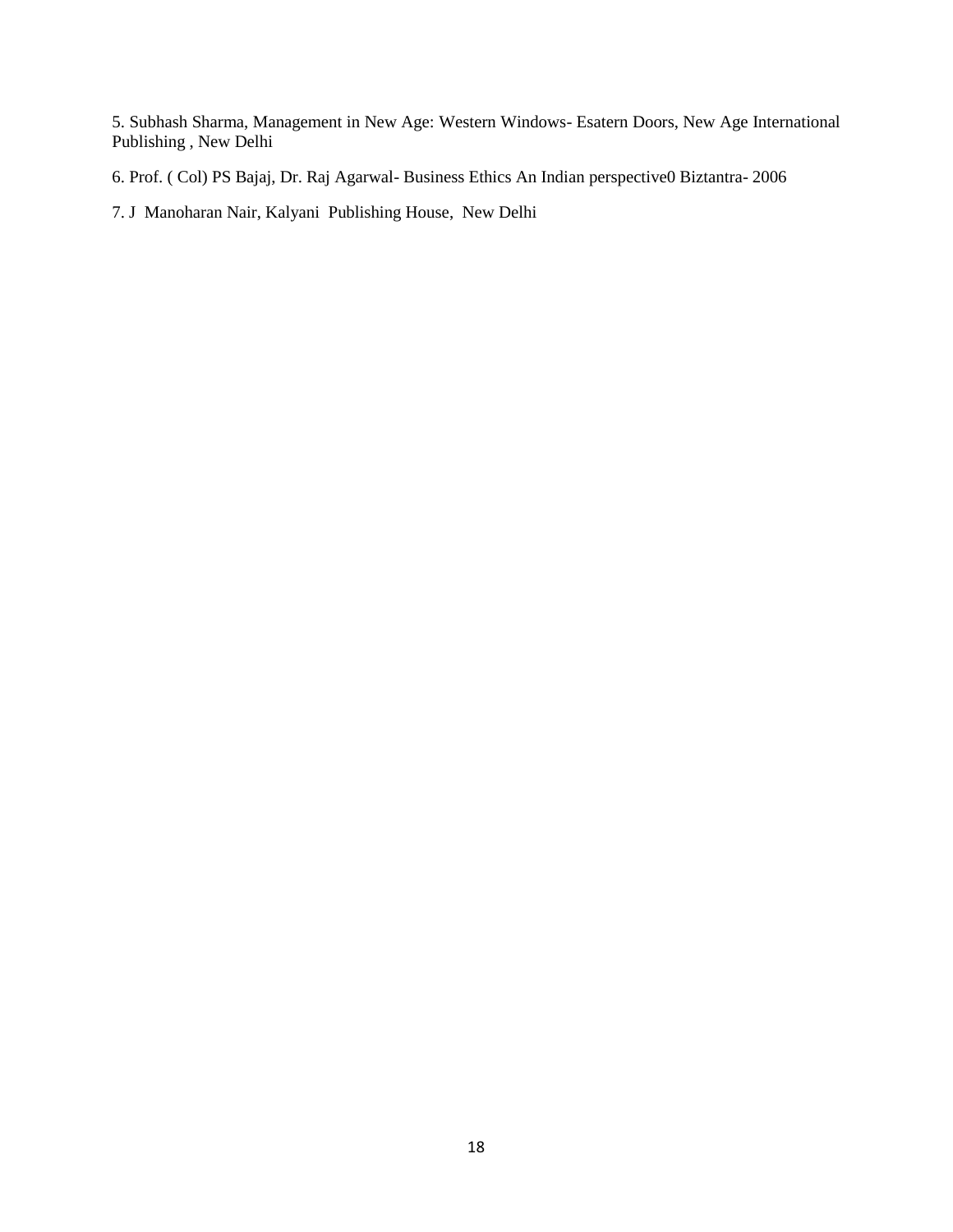5. Subhash Sharma, Management in New Age: Western Windows- Esatern Doors, New Age International Publishing , New Delhi

6. Prof. ( Col) PS Bajaj, Dr. Raj Agarwal- Business Ethics An Indian perspective0 Biztantra- 2006

7. J Manoharan Nair, Kalyani Publishing House, New Delhi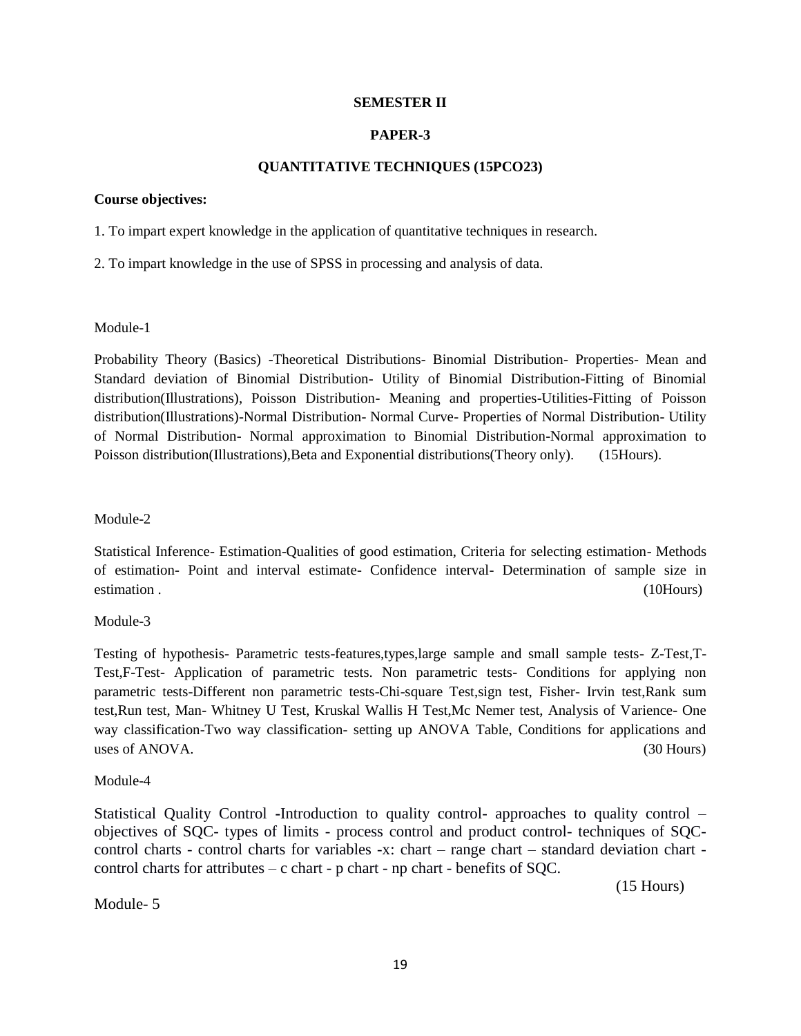**SEMESTER II**

**PAPER-3**

**QUANTITATIVE TECHNIQUES (15PCO23)**

**Course objectives:**

1. To impart expert knowledge in the application of quantitative techniques in research.

2. To impart knowledge in the use of SPSS in processing and analysis of data.

Module-1

Probability Theory (Basics) -Theoretical Distributions- Binomial Distribution- Properties- Mean and Standard deviation of Binomial Distribution- Utility of Binomial Distribution-Fitting of Binomial distribution(Illustrations), Poisson Distribution- Meaning and properties-Utilities-Fitting of Poisson distribution(Illustrations)-Normal Distribution- Normal Curve- Properties of Normal Distribution- Utility of Normal Distribution- Normal approximation to Binomial Distribution-Normal approximation to Poisson distribution(Illustrations),Beta and Exponential distributions(Theory only). (15Hours).

Module-2

Statistical Inference- Estimation-Qualities of good estimation, Criteria for selecting estimation- Methods of estimation- Point and interval estimate- Confidence interval- Determination of sample size in estimation . (10Hours)

Module-3

Testing of hypothesis- Parametric tests-features,types,large sample and small sample tests- Z-Test,T-Test,F-Test- Application of parametric tests. Non parametric tests- Conditions for applying non parametric tests-Different non parametric tests-Chi-square Test,sign test, Fisher- Irvin test,Rank sum test,Run test, Man- Whitney U Test, Kruskal Wallis H Test,Mc Nemer test, Analysis of Varience- One way classification-Two way classification- setting up ANOVA Table, Conditions for applications and uses of ANOVA. (30 Hours)

Module-4

Statistical Quality Control -Introduction to quality control- approaches to quality control – objectives of SQC- types of limits - process control and product control- techniques of SQC- control charts - control charts for variables -x: chart – range chart – standard deviation chart - control charts for attributes – c chart - p chart - np chart - benefits of SQC.

(15 Hours)

Module- 5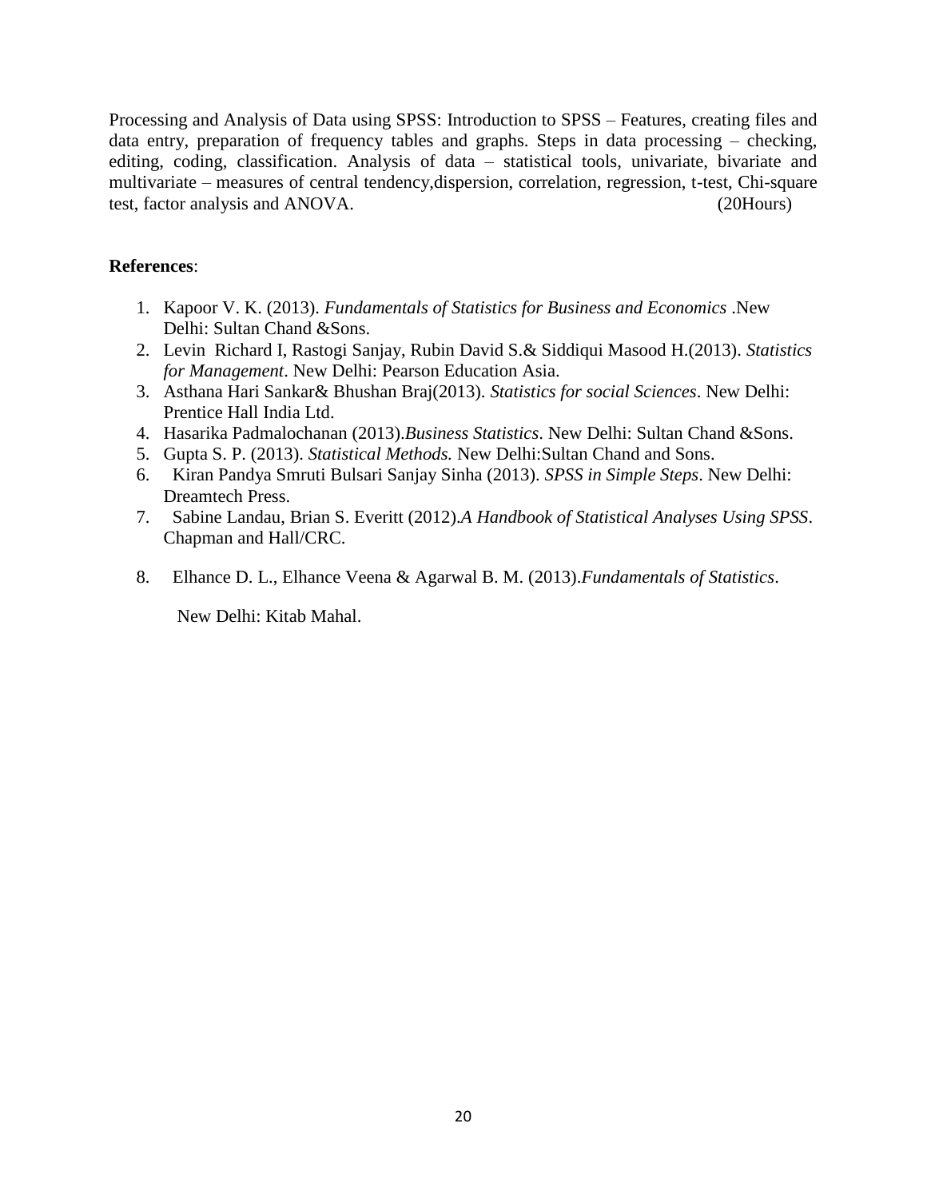Processing and Analysis of Data using SPSS: Introduction to SPSS – Features, creating files and data entry, preparation of frequency tables and graphs. Steps in data processing – checking, editing, coding, classification. Analysis of data – statistical tools, univariate, bivariate and multivariate – measures of central tendency,dispersion, correlation, regression, t-test, Chi-square test, factor analysis and ANOVA. (20Hours)

**References**:

1. Kapoor V. K. (2013). *Fundamentals of Statistics for Business and Economics* .New Delhi: Sultan Chand &Sons.
2. Levin Richard I, Rastogi Sanjay, Rubin David S.& Siddiqui Masood H.(2013). *Statistics for Management*. New Delhi: Pearson Education Asia.
3. Asthana Hari Sankar& Bhushan Braj(2013). *Statistics for social Sciences*. New Delhi: Prentice Hall India Ltd.
4. Hasarika Padmalochanan (2013).*Business Statistics*. New Delhi: Sultan Chand &Sons.
5. Gupta S. P. (2013). *Statistical Methods.* New Delhi:Sultan Chand and Sons.
6. Kiran Pandya Smruti Bulsari Sanjay Sinha (2013). *SPSS in Simple Steps*. New Delhi: Dreamtech Press.
7. Sabine Landau, Brian S. Everitt (2012).*A Handbook of Statistical Analyses Using SPSS*. Chapman and Hall/CRC.
8. Elhance D. L., Elhance Veena & Agarwal B. M. (2013).*Fundamentals of Statistics*. New Delhi: Kitab Mahal.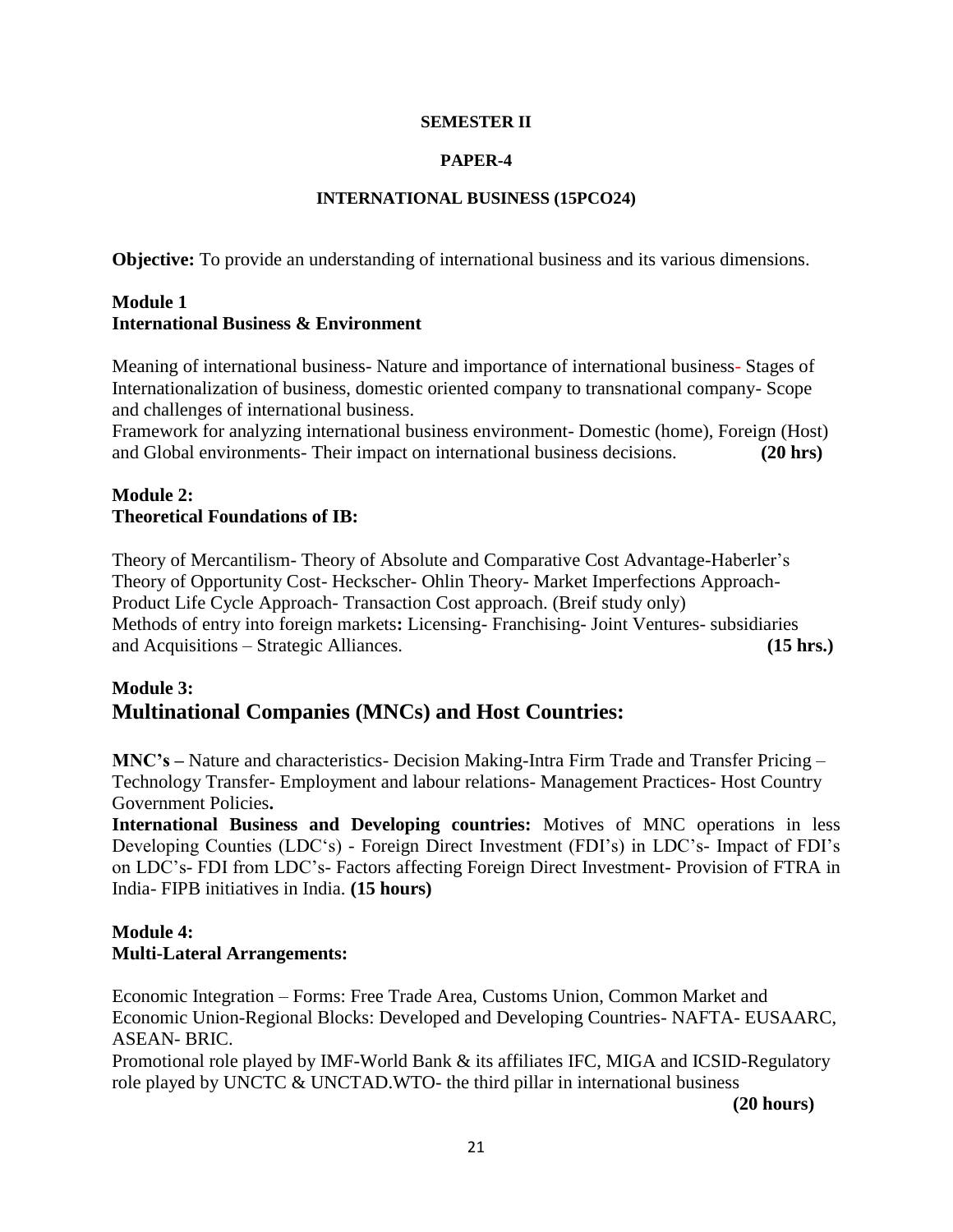**SEMESTER II**

**PAPER-4**

**INTERNATIONAL BUSINESS (15PCO24)**

**Objective:** To provide an understanding of international business and its various dimensions.

**Module 1**
**International Business & Environment**

Meaning of international business- Nature and importance of international business- Stages of Internationalization of business, domestic oriented company to transnational company- Scope and challenges of international business.
Framework for analyzing international business environment- Domestic (home), Foreign (Host) and Global environments- Their impact on international business decisions. **(20 hrs)**

**Module 2:**
**Theoretical Foundations of IB:**

Theory of Mercantilism- Theory of Absolute and Comparative Cost Advantage-Haberler's Theory of Opportunity Cost- Heckscher- Ohlin Theory- Market Imperfections Approach- Product Life Cycle Approach- Transaction Cost approach. (Breif study only)
Methods of entry into foreign markets**:** Licensing- Franchising- Joint Ventures- subsidiaries and Acquisitions – Strategic Alliances. **(15 hrs.)**

**Module 3:**
## Multinational Companies (MNCs) and Host Countries:

**MNC's –** Nature and characteristics- Decision Making-Intra Firm Trade and Transfer Pricing – Technology Transfer- Employment and labour relations- Management Practices- Host Country Government Policies**.**
**International Business and Developing countries:** Motives of MNC operations in less Developing Counties (LDC's) - Foreign Direct Investment (FDI's) in LDC's- Impact of FDI's on LDC's- FDI from LDC's- Factors affecting Foreign Direct Investment- Provision of FTRA in India- FIPB initiatives in India. **(15 hours)**

**Module 4:**
**Multi-Lateral Arrangements:**

Economic Integration – Forms: Free Trade Area, Customs Union, Common Market and Economic Union-Regional Blocks: Developed and Developing Countries- NAFTA- EUSAARC, ASEAN- BRIC.
Promotional role played by IMF-World Bank & its affiliates IFC, MIGA and ICSID-Regulatory role played by UNCTC & UNCTAD.WTO- the third pillar in international business
**(20 hours)**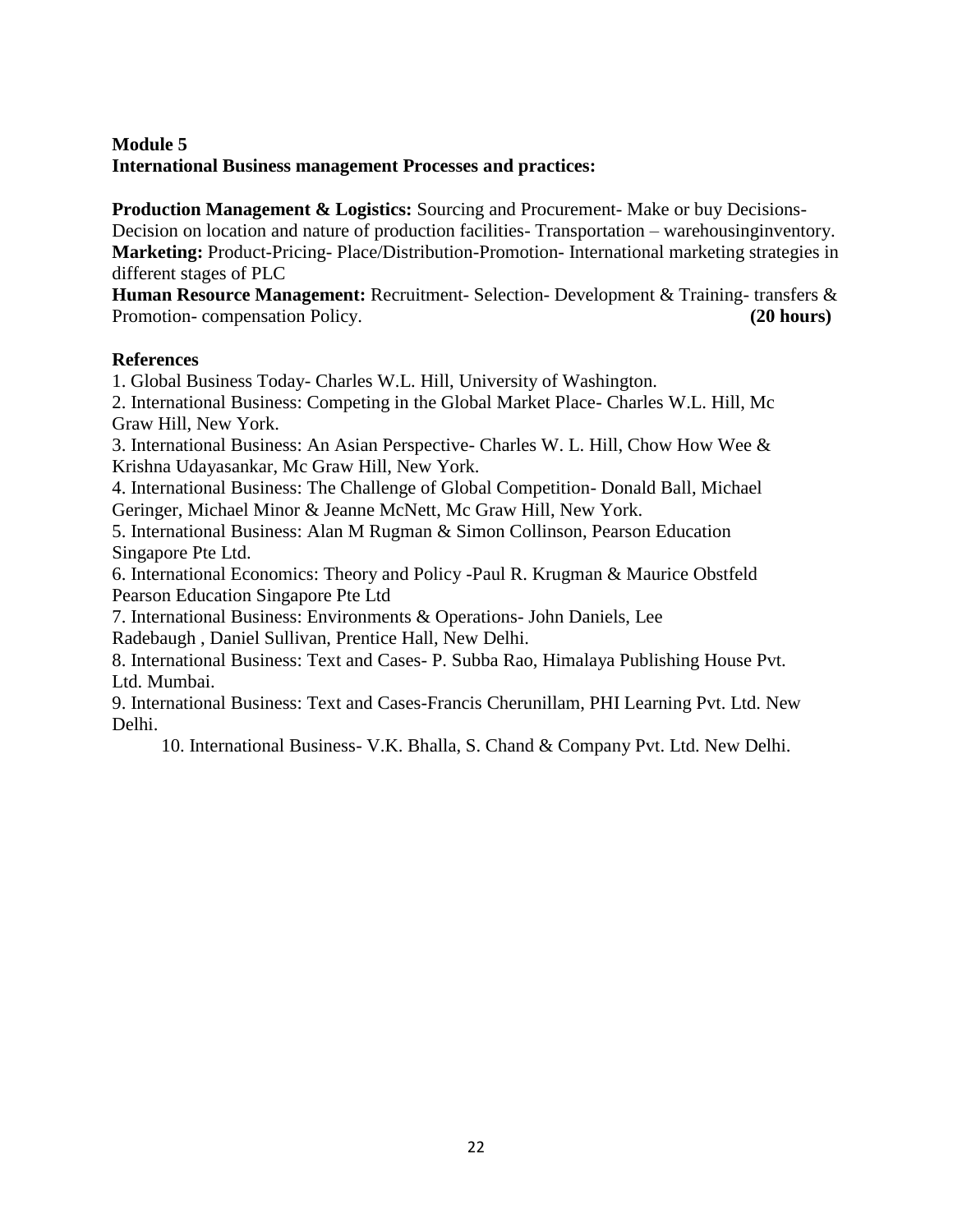**Module 5**
**International Business management Processes and practices:**

**Production Management & Logistics:** Sourcing and Procurement- Make or buy Decisions- Decision on location and nature of production facilities- Transportation – warehousinginventory.
**Marketing:** Product-Pricing- Place/Distribution-Promotion- International marketing strategies in different stages of PLC
**Human Resource Management:** Recruitment- Selection- Development & Training- transfers & Promotion- compensation Policy. **(20 hours)**

**References**

1. Global Business Today- Charles W.L. Hill, University of Washington.
2. International Business: Competing in the Global Market Place- Charles W.L. Hill, Mc Graw Hill, New York.
3. International Business: An Asian Perspective- Charles W. L. Hill, Chow How Wee & Krishna Udayasankar, Mc Graw Hill, New York.
4. International Business: The Challenge of Global Competition- Donald Ball, Michael Geringer, Michael Minor & Jeanne McNett, Mc Graw Hill, New York.
5. International Business: Alan M Rugman & Simon Collinson, Pearson Education Singapore Pte Ltd.
6. International Economics: Theory and Policy -Paul R. Krugman & Maurice Obstfeld Pearson Education Singapore Pte Ltd
7. International Business: Environments & Operations- John Daniels, Lee Radebaugh , Daniel Sullivan, Prentice Hall, New Delhi.
8. International Business: Text and Cases- P. Subba Rao, Himalaya Publishing House Pvt. Ltd. Mumbai.
9. International Business: Text and Cases-Francis Cherunillam, PHI Learning Pvt. Ltd. New Delhi.
10. International Business- V.K. Bhalla, S. Chand & Company Pvt. Ltd. New Delhi.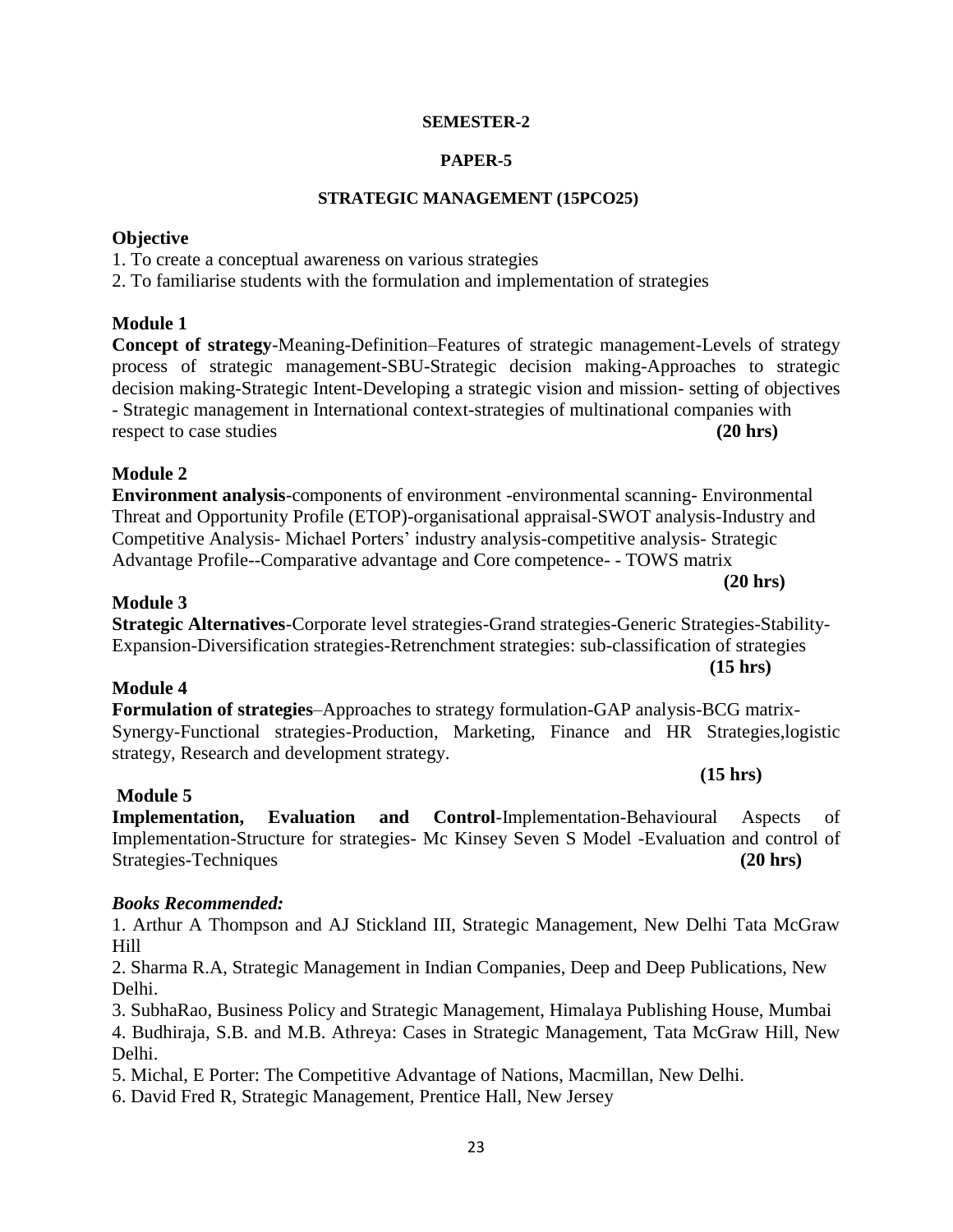**SEMESTER-2**

**PAPER-5**

**STRATEGIC MANAGEMENT (15PCO25)**

**Objective**

1. To create a conceptual awareness on various strategies
2. To familiarise students with the formulation and implementation of strategies

**Module 1**

**Concept of strategy**-Meaning-Definition–Features of strategic management-Levels of strategy process of strategic management-SBU-Strategic decision making-Approaches to strategic decision making-Strategic Intent-Developing a strategic vision and mission- setting of objectives - Strategic management in International context-strategies of multinational companies with respect to case studies **(20 hrs)**

**Module 2**

**Environment analysis**-components of environment -environmental scanning- Environmental Threat and Opportunity Profile (ETOP)-organisational appraisal-SWOT analysis-Industry and Competitive Analysis- Michael Porters' industry analysis-competitive analysis- Strategic Advantage Profile--Comparative advantage and Core competence- - TOWS matrix **(20 hrs)**

**Module 3**

**Strategic Alternatives**-Corporate level strategies-Grand strategies-Generic Strategies-Stability-Expansion-Diversification strategies-Retrenchment strategies: sub-classification of strategies **(15 hrs)**

**Module 4**

**Formulation of strategies**–Approaches to strategy formulation-GAP analysis-BCG matrix-Synergy-Functional strategies-Production, Marketing, Finance and HR Strategies,logistic strategy, Research and development strategy. **(15 hrs)**

**Module 5**

**Implementation, Evaluation and Control**-Implementation-Behavioural Aspects of Implementation-Structure for strategies- Mc Kinsey Seven S Model -Evaluation and control of Strategies-Techniques **(20 hrs)**

***Books Recommended:***

1. Arthur A Thompson and AJ Stickland III, Strategic Management, New Delhi Tata McGraw Hill
2. Sharma R.A, Strategic Management in Indian Companies, Deep and Deep Publications, New Delhi.
3. SubhaRao, Business Policy and Strategic Management, Himalaya Publishing House, Mumbai
4. Budhiraja, S.B. and M.B. Athreya: Cases in Strategic Management, Tata McGraw Hill, New Delhi.
5. Michal, E Porter: The Competitive Advantage of Nations, Macmillan, New Delhi.
6. David Fred R, Strategic Management, Prentice Hall, New Jersey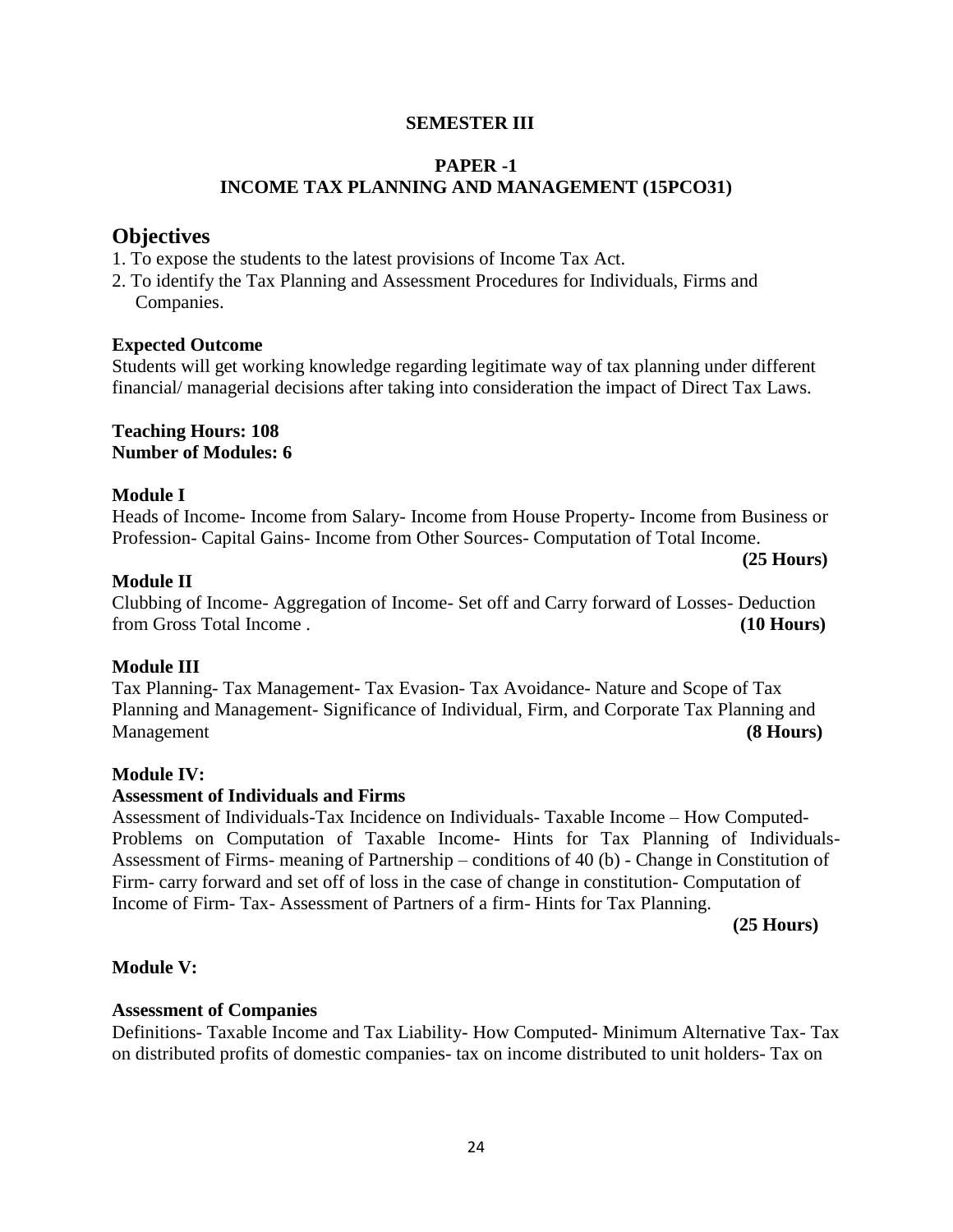**SEMESTER III**

**PAPER -1**
**INCOME TAX PLANNING AND MANAGEMENT (15PCO31)**

## Objectives

1. To expose the students to the latest provisions of Income Tax Act.
2. To identify the Tax Planning and Assessment Procedures for Individuals, Firms and Companies.

**Expected Outcome**

Students will get working knowledge regarding legitimate way of tax planning under different financial/ managerial decisions after taking into consideration the impact of Direct Tax Laws.

**Teaching Hours: 108**
**Number of Modules: 6**

**Module I**

Heads of Income- Income from Salary- Income from House Property- Income from Business or Profession- Capital Gains- Income from Other Sources- Computation of Total Income. **(25 Hours)**

**Module II**

Clubbing of Income- Aggregation of Income- Set off and Carry forward of Losses- Deduction from Gross Total Income . **(10 Hours)**

**Module III**

Tax Planning- Tax Management- Tax Evasion- Tax Avoidance- Nature and Scope of Tax Planning and Management- Significance of Individual, Firm, and Corporate Tax Planning and Management **(8 Hours)**

**Module IV:**

**Assessment of Individuals and Firms**

Assessment of Individuals-Tax Incidence on Individuals- Taxable Income – How Computed- Problems on Computation of Taxable Income- Hints for Tax Planning of Individuals- Assessment of Firms- meaning of Partnership – conditions of 40 (b) - Change in Constitution of Firm- carry forward and set off of loss in the case of change in constitution- Computation of Income of Firm- Tax- Assessment of Partners of a firm- Hints for Tax Planning. **(25 Hours)**

**Module V:**

**Assessment of Companies**

Definitions- Taxable Income and Tax Liability- How Computed- Minimum Alternative Tax- Tax on distributed profits of domestic companies- tax on income distributed to unit holders- Tax on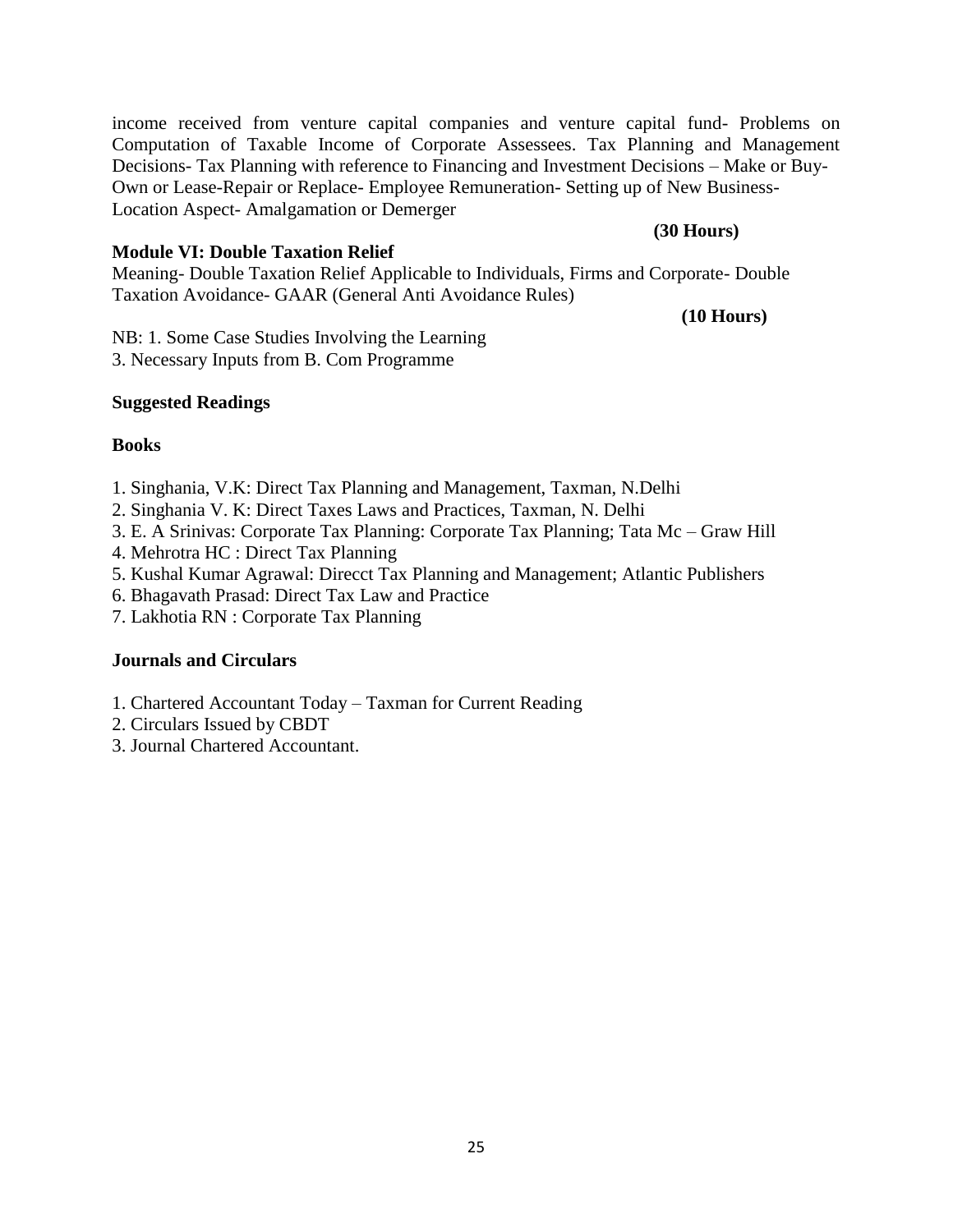income received from venture capital companies and venture capital fund- Problems on Computation of Taxable Income of Corporate Assessees. Tax Planning and Management Decisions- Tax Planning with reference to Financing and Investment Decisions – Make or Buy-Own or Lease-Repair or Replace- Employee Remuneration- Setting up of New Business-Location Aspect- Amalgamation or Demerger

**(30 Hours)**

**Module VI: Double Taxation Relief**

Meaning- Double Taxation Relief Applicable to Individuals, Firms and Corporate- Double Taxation Avoidance- GAAR (General Anti Avoidance Rules)

**(10 Hours)**

NB: 1. Some Case Studies Involving the Learning
3. Necessary Inputs from B. Com Programme

**Suggested Readings**

**Books**

1. Singhania, V.K: Direct Tax Planning and Management, Taxman, N.Delhi
2. Singhania V. K: Direct Taxes Laws and Practices, Taxman, N. Delhi
3. E. A Srinivas: Corporate Tax Planning: Corporate Tax Planning; Tata Mc – Graw Hill
4. Mehrotra HC : Direct Tax Planning
5. Kushal Kumar Agrawal: Direcct Tax Planning and Management; Atlantic Publishers
6. Bhagavath Prasad: Direct Tax Law and Practice
7. Lakhotia RN : Corporate Tax Planning

**Journals and Circulars**

1. Chartered Accountant Today – Taxman for Current Reading
2. Circulars Issued by CBDT
3. Journal Chartered Accountant.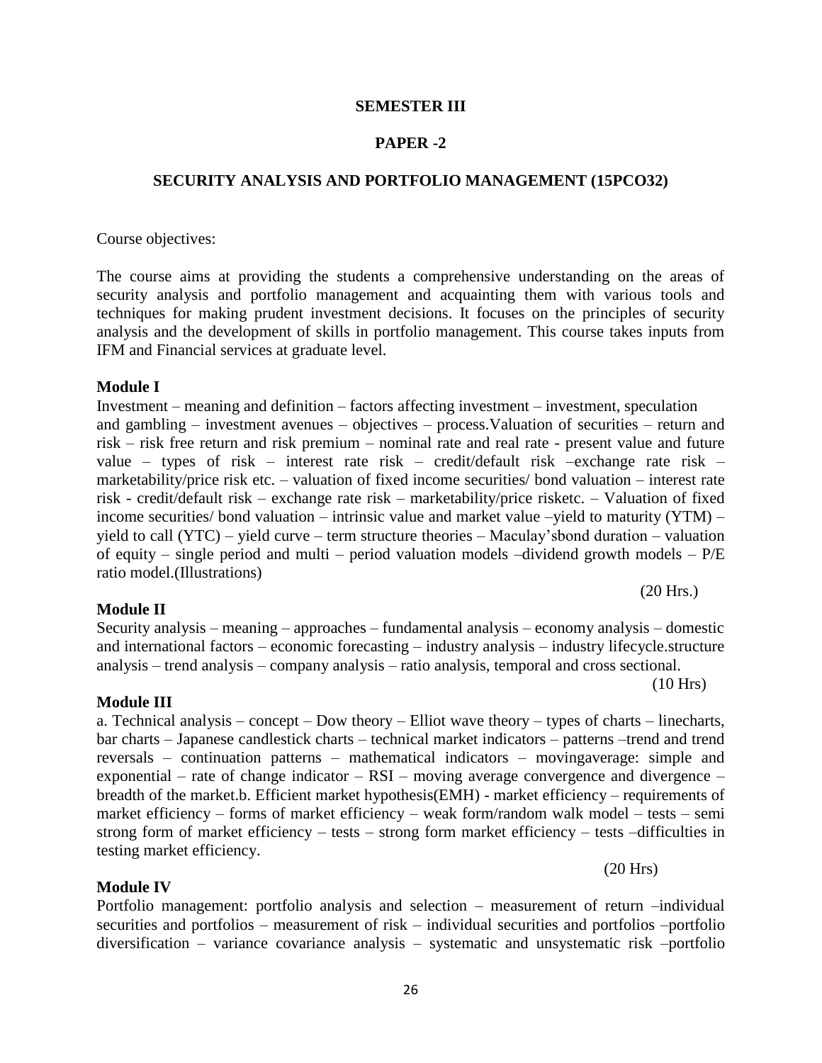**SEMESTER III**

**PAPER -2**

**SECURITY ANALYSIS AND PORTFOLIO MANAGEMENT (15PCO32)**

Course objectives:

The course aims at providing the students a comprehensive understanding on the areas of security analysis and portfolio management and acquainting them with various tools and techniques for making prudent investment decisions. It focuses on the principles of security analysis and the development of skills in portfolio management. This course takes inputs from IFM and Financial services at graduate level.

**Module I**

Investment – meaning and definition – factors affecting investment – investment, speculation and gambling – investment avenues – objectives – process.Valuation of securities – return and risk – risk free return and risk premium – nominal rate and real rate - present value and future value – types of risk – interest rate risk – credit/default risk –exchange rate risk – marketability/price risk etc. – valuation of fixed income securities/ bond valuation – interest rate risk - credit/default risk – exchange rate risk – marketability/price risketc. – Valuation of fixed income securities/ bond valuation – intrinsic value and market value –yield to maturity (YTM) – yield to call (YTC) – yield curve – term structure theories – Maculay'sbond duration – valuation of equity – single period and multi – period valuation models –dividend growth models – P/E ratio model.(Illustrations)

(20 Hrs.)

**Module II**

Security analysis – meaning – approaches – fundamental analysis – economy analysis – domestic and international factors – economic forecasting – industry analysis – industry lifecycle.structure analysis – trend analysis – company analysis – ratio analysis, temporal and cross sectional.

(10 Hrs)

**Module III**

a. Technical analysis – concept – Dow theory – Elliot wave theory – types of charts – linecharts, bar charts – Japanese candlestick charts – technical market indicators – patterns –trend and trend reversals – continuation patterns – mathematical indicators – movingaverage: simple and exponential – rate of change indicator – RSI – moving average convergence and divergence – breadth of the market.b. Efficient market hypothesis(EMH) - market efficiency – requirements of market efficiency – forms of market efficiency – weak form/random walk model – tests – semi strong form of market efficiency – tests – strong form market efficiency – tests –difficulties in testing market efficiency.

(20 Hrs)

**Module IV**

Portfolio management: portfolio analysis and selection – measurement of return –individual securities and portfolios – measurement of risk – individual securities and portfolios –portfolio diversification – variance covariance analysis – systematic and unsystematic risk –portfolio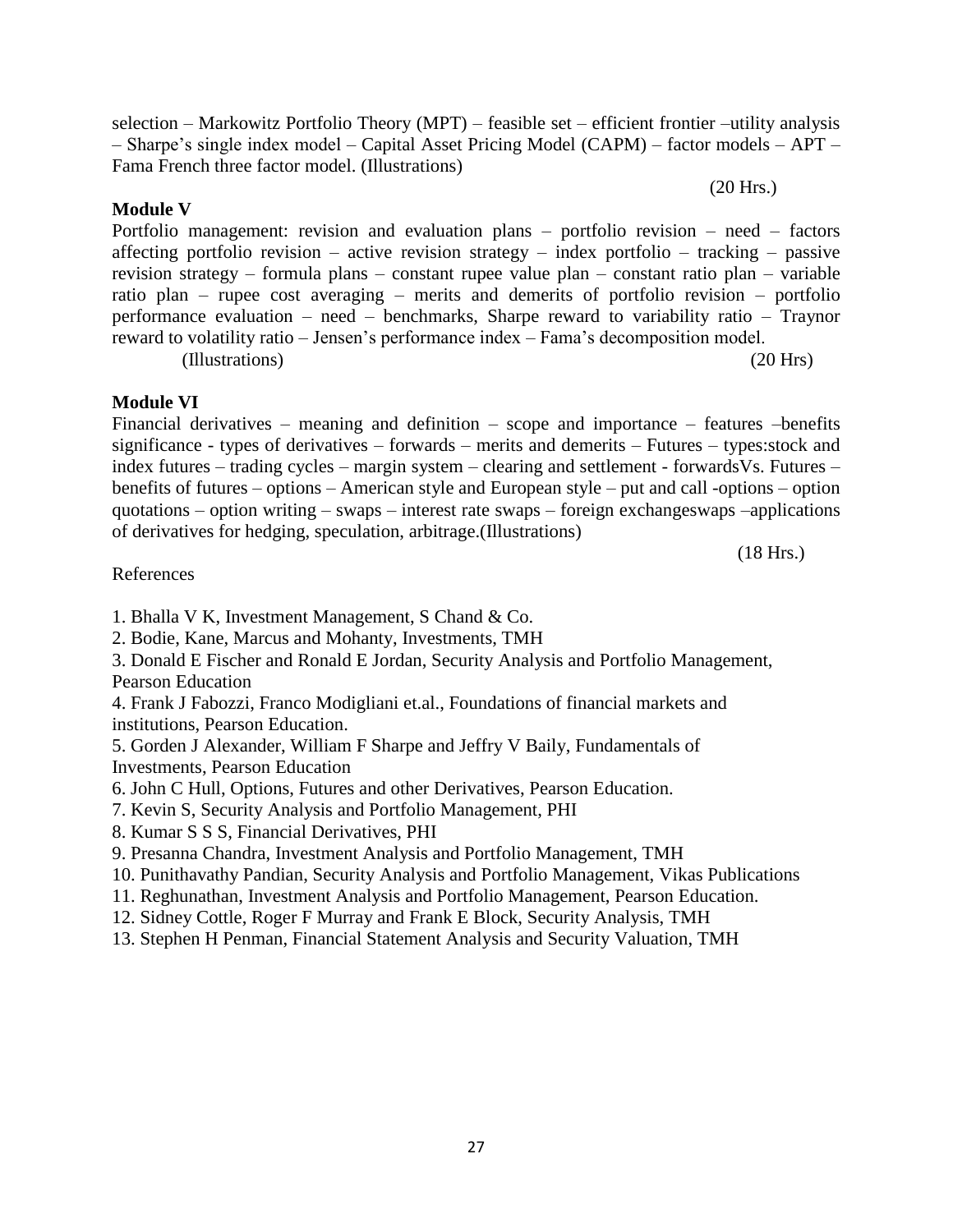selection – Markowitz Portfolio Theory (MPT) – feasible set – efficient frontier –utility analysis – Sharpe's single index model – Capital Asset Pricing Model (CAPM) – factor models – APT – Fama French three factor model. (Illustrations)

(20 Hrs.)

**Module V**

Portfolio management: revision and evaluation plans – portfolio revision – need – factors affecting portfolio revision – active revision strategy – index portfolio – tracking – passive revision strategy – formula plans – constant rupee value plan – constant ratio plan – variable ratio plan – rupee cost averaging – merits and demerits of portfolio revision – portfolio performance evaluation – need – benchmarks, Sharpe reward to variability ratio – Traynor reward to volatility ratio – Jensen's performance index – Fama's decomposition model.

(Illustrations) (20 Hrs)

**Module VI**

Financial derivatives – meaning and definition – scope and importance – features –benefits significance - types of derivatives – forwards – merits and demerits – Futures – types:stock and index futures – trading cycles – margin system – clearing and settlement - forwardsVs. Futures – benefits of futures – options – American style and European style – put and call -options – option quotations – option writing – swaps – interest rate swaps – foreign exchangeswaps –applications of derivatives for hedging, speculation, arbitrage.(Illustrations)

(18 Hrs.)

References

1. Bhalla V K, Investment Management, S Chand & Co.
2. Bodie, Kane, Marcus and Mohanty, Investments, TMH
3. Donald E Fischer and Ronald E Jordan, Security Analysis and Portfolio Management, Pearson Education
4. Frank J Fabozzi, Franco Modigliani et.al., Foundations of financial markets and institutions, Pearson Education.
5. Gorden J Alexander, William F Sharpe and Jeffry V Baily, Fundamentals of Investments, Pearson Education
6. John C Hull, Options, Futures and other Derivatives, Pearson Education.
7. Kevin S, Security Analysis and Portfolio Management, PHI
8. Kumar S S S, Financial Derivatives, PHI
9. Presanna Chandra, Investment Analysis and Portfolio Management, TMH
10. Punithavathy Pandian, Security Analysis and Portfolio Management, Vikas Publications
11. Reghunathan, Investment Analysis and Portfolio Management, Pearson Education.
12. Sidney Cottle, Roger F Murray and Frank E Block, Security Analysis, TMH
13. Stephen H Penman, Financial Statement Analysis and Security Valuation, TMH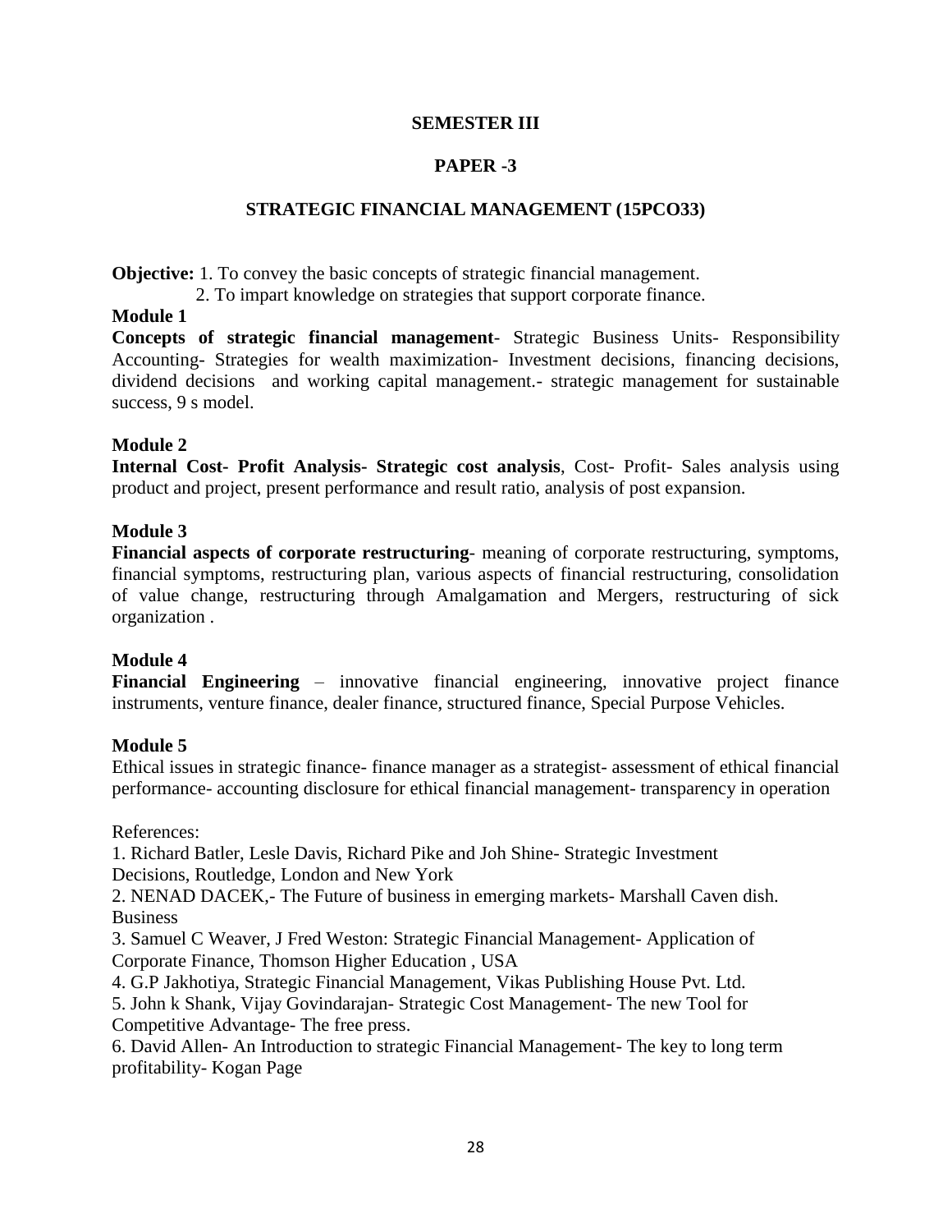**SEMESTER III**

**PAPER -3**

**STRATEGIC FINANCIAL MANAGEMENT (15PCO33)**

**Objective:** 1. To convey the basic concepts of strategic financial management.
2. To impart knowledge on strategies that support corporate finance.

**Module 1**

**Concepts of strategic financial management**- Strategic Business Units- Responsibility Accounting- Strategies for wealth maximization- Investment decisions, financing decisions, dividend decisions and working capital management.- strategic management for sustainable success, 9 s model.

**Module 2**

**Internal Cost- Profit Analysis- Strategic cost analysis**, Cost- Profit- Sales analysis using product and project, present performance and result ratio, analysis of post expansion.

**Module 3**

**Financial aspects of corporate restructuring**- meaning of corporate restructuring, symptoms, financial symptoms, restructuring plan, various aspects of financial restructuring, consolidation of value change, restructuring through Amalgamation and Mergers, restructuring of sick organization .

**Module 4**

**Financial Engineering** – innovative financial engineering, innovative project finance instruments, venture finance, dealer finance, structured finance, Special Purpose Vehicles.

**Module 5**

Ethical issues in strategic finance- finance manager as a strategist- assessment of ethical financial performance- accounting disclosure for ethical financial management- transparency in operation

References:

1. Richard Batler, Lesle Davis, Richard Pike and Joh Shine- Strategic Investment Decisions, Routledge, London and New York
2. NENAD DACEK,- The Future of business in emerging markets- Marshall Caven dish. Business
3. Samuel C Weaver, J Fred Weston: Strategic Financial Management- Application of Corporate Finance, Thomson Higher Education , USA
4. G.P Jakhotiya, Strategic Financial Management, Vikas Publishing House Pvt. Ltd.
5. John k Shank, Vijay Govindarajan- Strategic Cost Management- The new Tool for Competitive Advantage- The free press.
6. David Allen- An Introduction to strategic Financial Management- The key to long term profitability- Kogan Page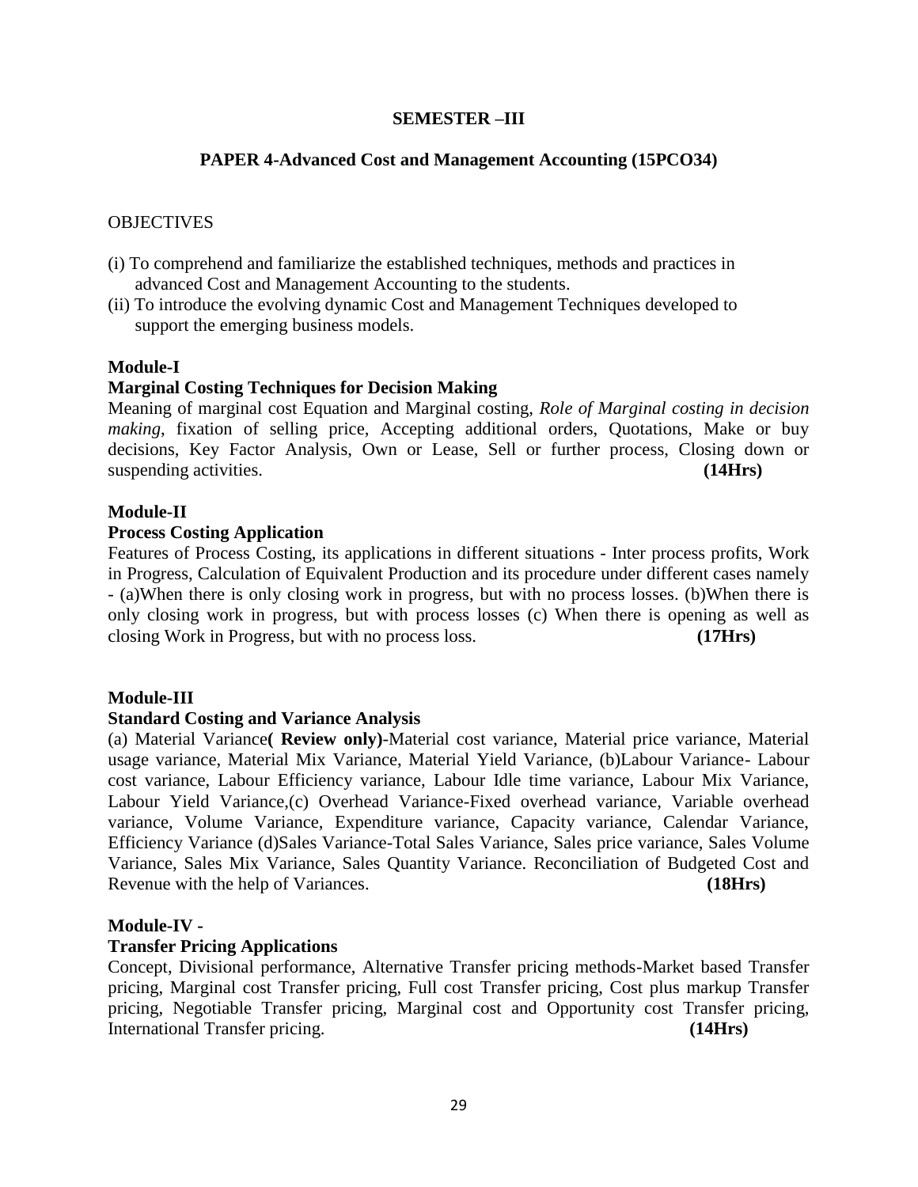**SEMESTER –III**

**PAPER 4-Advanced Cost and Management Accounting (15PCO34)**

OBJECTIVES

(i) To comprehend and familiarize the established techniques, methods and practices in advanced Cost and Management Accounting to the students.
(ii) To introduce the evolving dynamic Cost and Management Techniques developed to support the emerging business models.

**Module-I**

**Marginal Costing Techniques for Decision Making**

Meaning of marginal cost Equation and Marginal costing, *Role of Marginal costing in decision making*, fixation of selling price, Accepting additional orders, Quotations, Make or buy decisions, Key Factor Analysis, Own or Lease, Sell or further process, Closing down or suspending activities. **(14Hrs)**

**Module-II**

**Process Costing Application**

Features of Process Costing, its applications in different situations - Inter process profits, Work in Progress, Calculation of Equivalent Production and its procedure under different cases namely - (a)When there is only closing work in progress, but with no process losses. (b)When there is only closing work in progress, but with process losses (c) When there is opening as well as closing Work in Progress, but with no process loss. **(17Hrs)**

**Module-III**

**Standard Costing and Variance Analysis**

(a) Material Variance**( Review only)**-Material cost variance, Material price variance, Material usage variance, Material Mix Variance, Material Yield Variance, (b)Labour Variance- Labour cost variance, Labour Efficiency variance, Labour Idle time variance, Labour Mix Variance, Labour Yield Variance,(c) Overhead Variance-Fixed overhead variance, Variable overhead variance, Volume Variance, Expenditure variance, Capacity variance, Calendar Variance, Efficiency Variance (d)Sales Variance-Total Sales Variance, Sales price variance, Sales Volume Variance, Sales Mix Variance, Sales Quantity Variance. Reconciliation of Budgeted Cost and Revenue with the help of Variances. **(18Hrs)**

**Module-IV -**

**Transfer Pricing Applications**

Concept, Divisional performance, Alternative Transfer pricing methods-Market based Transfer pricing, Marginal cost Transfer pricing, Full cost Transfer pricing, Cost plus markup Transfer pricing, Negotiable Transfer pricing, Marginal cost and Opportunity cost Transfer pricing, International Transfer pricing. **(14Hrs)**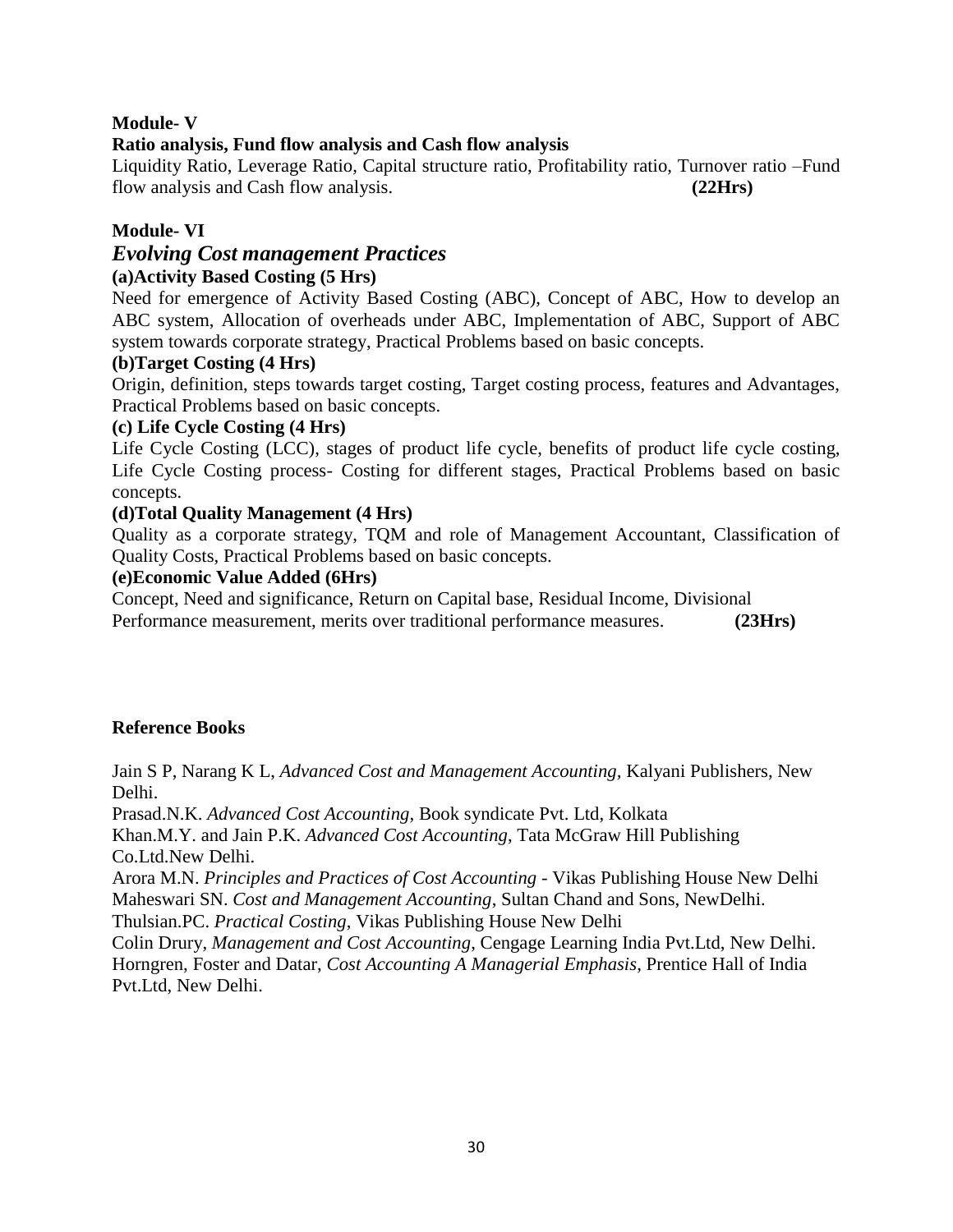**Module- V**

**Ratio analysis, Fund flow analysis and Cash flow analysis**

Liquidity Ratio, Leverage Ratio, Capital structure ratio, Profitability ratio, Turnover ratio –Fund flow analysis and Cash flow analysis. **(22Hrs)**

**Module- VI**

## *Evolving Cost management Practices*

**(a)Activity Based Costing (5 Hrs)**

Need for emergence of Activity Based Costing (ABC), Concept of ABC, How to develop an ABC system, Allocation of overheads under ABC, Implementation of ABC, Support of ABC system towards corporate strategy, Practical Problems based on basic concepts.

**(b)Target Costing (4 Hrs)**

Origin, definition, steps towards target costing, Target costing process, features and Advantages, Practical Problems based on basic concepts.

**(c) Life Cycle Costing (4 Hrs)**

Life Cycle Costing (LCC), stages of product life cycle, benefits of product life cycle costing, Life Cycle Costing process- Costing for different stages, Practical Problems based on basic concepts.

**(d)Total Quality Management (4 Hrs)**

Quality as a corporate strategy, TQM and role of Management Accountant, Classification of Quality Costs, Practical Problems based on basic concepts.

**(e)Economic Value Added (6Hrs)**

Concept, Need and significance, Return on Capital base, Residual Income, Divisional Performance measurement, merits over traditional performance measures. **(23Hrs)**

**Reference Books**

Jain S P, Narang K L, *Advanced Cost and Management Accounting*, Kalyani Publishers, New Delhi.

Prasad.N.K. *Advanced Cost Accounting*, Book syndicate Pvt. Ltd, Kolkata

Khan.M.Y. and Jain P.K. *Advanced Cost Accounting*, Tata McGraw Hill Publishing Co.Ltd.New Delhi.

Arora M.N. *Principles and Practices of Cost Accounting* - Vikas Publishing House New Delhi

Maheswari SN. *Cost and Management Accounting*, Sultan Chand and Sons, NewDelhi.

Thulsian.PC. *Practical Costing*, Vikas Publishing House New Delhi

Colin Drury, *Management and Cost Accounting*, Cengage Learning India Pvt.Ltd, New Delhi.

Horngren, Foster and Datar, *Cost Accounting A Managerial Emphasis*, Prentice Hall of India Pvt.Ltd, New Delhi.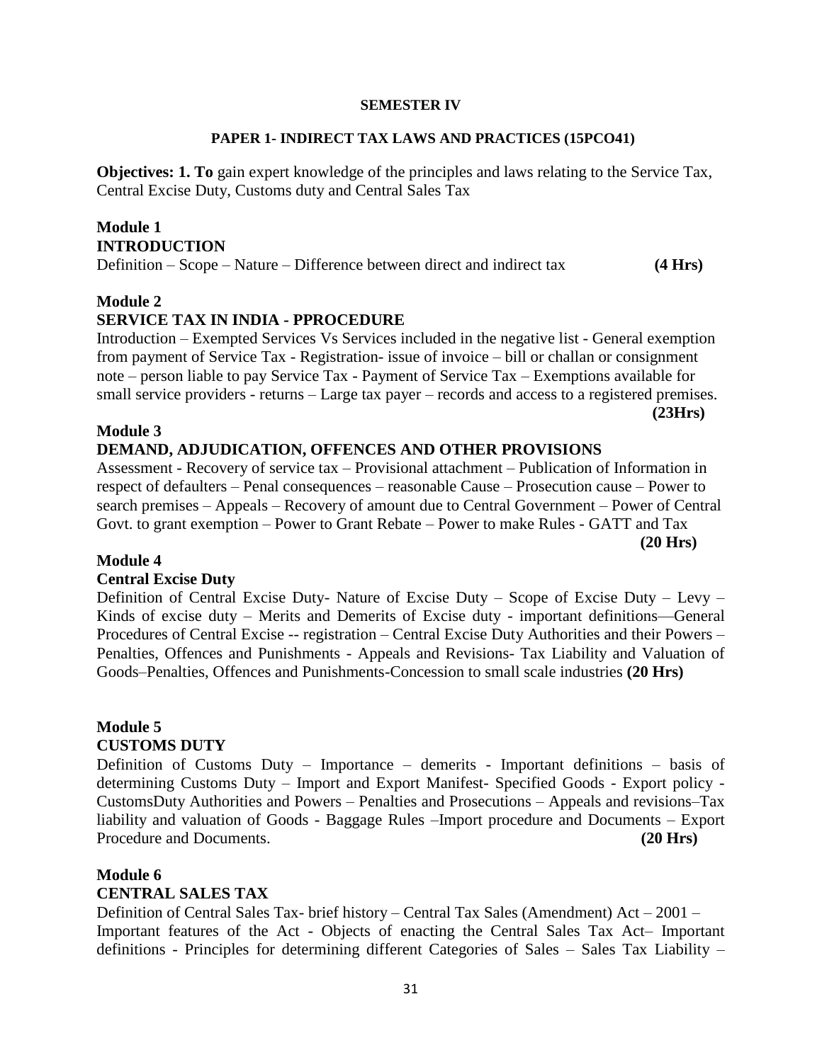**SEMESTER IV**

**PAPER 1- INDIRECT TAX LAWS AND PRACTICES (15PCO41)**

**Objectives: 1. To** gain expert knowledge of the principles and laws relating to the Service Tax, Central Excise Duty, Customs duty and Central Sales Tax

**Module 1**
**INTRODUCTION**

Definition – Scope – Nature – Difference between direct and indirect tax **(4 Hrs)**

**Module 2**
**SERVICE TAX IN INDIA - PPROCEDURE**

Introduction – Exempted Services Vs Services included in the negative list - General exemption from payment of Service Tax - Registration- issue of invoice – bill or challan or consignment note – person liable to pay Service Tax - Payment of Service Tax – Exemptions available for small service providers - returns – Large tax payer – records and access to a registered premises. **(23Hrs)**

**Module 3**
**DEMAND, ADJUDICATION, OFFENCES AND OTHER PROVISIONS**

Assessment - Recovery of service tax – Provisional attachment – Publication of Information in respect of defaulters – Penal consequences – reasonable Cause – Prosecution cause – Power to search premises – Appeals – Recovery of amount due to Central Government – Power of Central Govt. to grant exemption – Power to Grant Rebate – Power to make Rules - GATT and Tax **(20 Hrs)**

**Module 4**
**Central Excise Duty**

Definition of Central Excise Duty- Nature of Excise Duty – Scope of Excise Duty – Levy – Kinds of excise duty – Merits and Demerits of Excise duty - important definitions—General Procedures of Central Excise -- registration – Central Excise Duty Authorities and their Powers – Penalties, Offences and Punishments - Appeals and Revisions- Tax Liability and Valuation of Goods–Penalties, Offences and Punishments-Concession to small scale industries **(20 Hrs)**

**Module 5**
**CUSTOMS DUTY**

Definition of Customs Duty – Importance – demerits - Important definitions – basis of determining Customs Duty – Import and Export Manifest- Specified Goods - Export policy - CustomsDuty Authorities and Powers – Penalties and Prosecutions – Appeals and revisions–Tax liability and valuation of Goods - Baggage Rules –Import procedure and Documents – Export Procedure and Documents. **(20 Hrs)**

**Module 6**
**CENTRAL SALES TAX**

Definition of Central Sales Tax- brief history – Central Tax Sales (Amendment) Act – 2001 – Important features of the Act - Objects of enacting the Central Sales Tax Act– Important definitions - Principles for determining different Categories of Sales – Sales Tax Liability –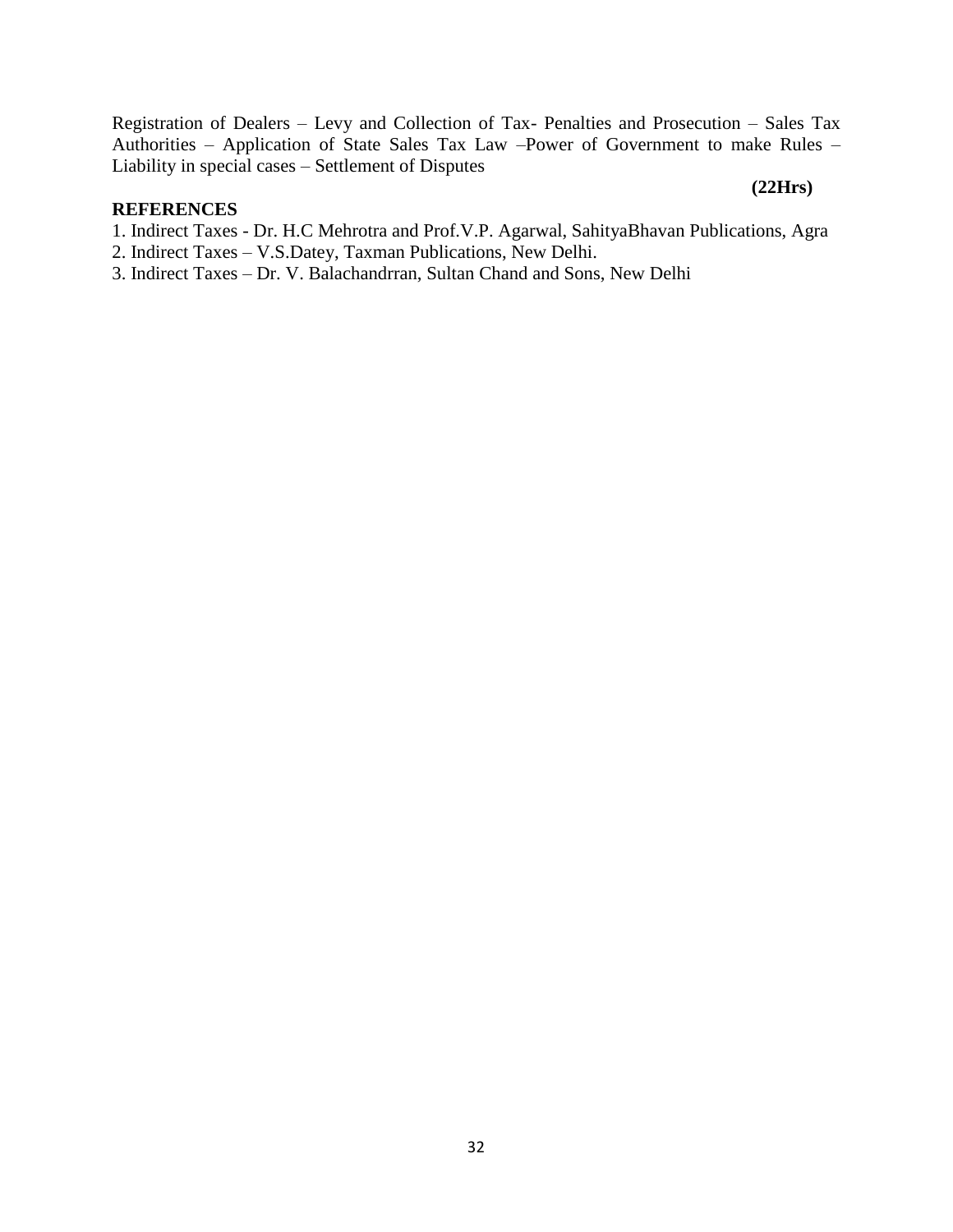Registration of Dealers – Levy and Collection of Tax- Penalties and Prosecution – Sales Tax Authorities – Application of State Sales Tax Law –Power of Government to make Rules – Liability in special cases – Settlement of Disputes

**(22Hrs)**

**REFERENCES**

1. Indirect Taxes - Dr. H.C Mehrotra and Prof.V.P. Agarwal, SahityaBhavan Publications, Agra
2. Indirect Taxes – V.S.Datey, Taxman Publications, New Delhi.
3. Indirect Taxes – Dr. V. Balachandrran, Sultan Chand and Sons, New Delhi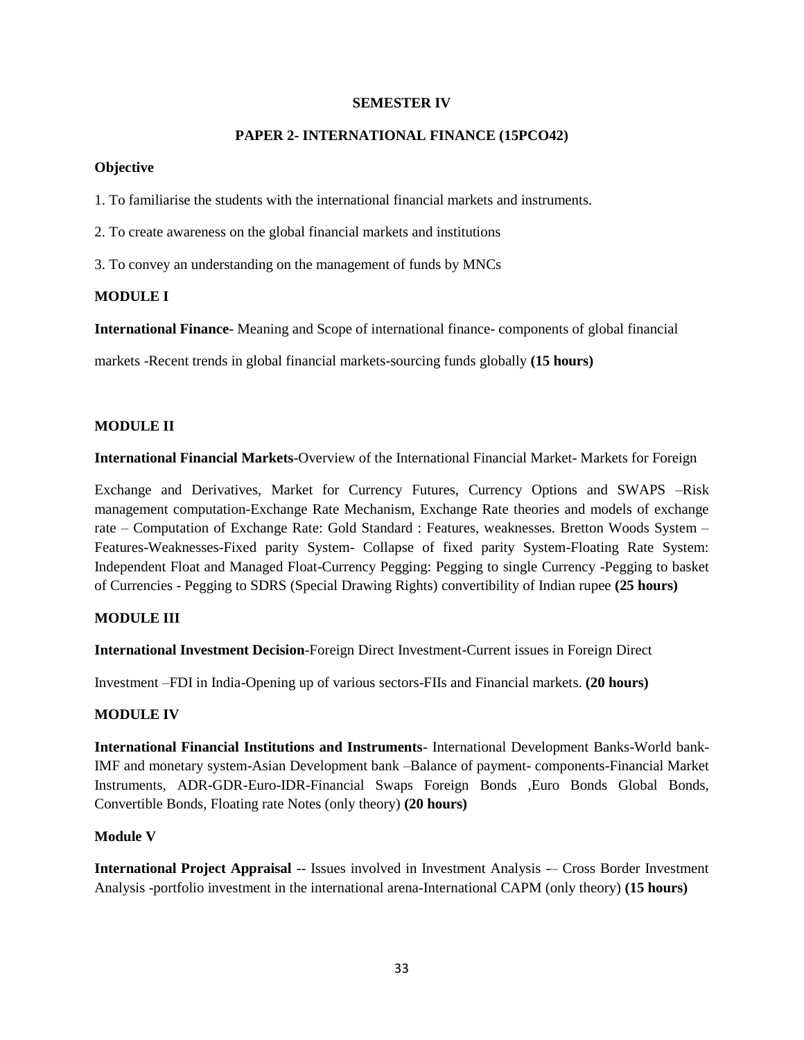**SEMESTER IV**

**PAPER 2- INTERNATIONAL FINANCE (15PCO42)**

**Objective**

1. To familiarise the students with the international financial markets and instruments.

2. To create awareness on the global financial markets and institutions

3. To convey an understanding on the management of funds by MNCs

**MODULE I**

**International Finance**- Meaning and Scope of international finance- components of global financial markets -Recent trends in global financial markets-sourcing funds globally **(15 hours)**

**MODULE II**

**International Financial Markets**-Overview of the International Financial Market- Markets for Foreign Exchange and Derivatives, Market for Currency Futures, Currency Options and SWAPS –Risk management computation-Exchange Rate Mechanism, Exchange Rate theories and models of exchange rate – Computation of Exchange Rate: Gold Standard : Features, weaknesses. Bretton Woods System – Features-Weaknesses-Fixed parity System- Collapse of fixed parity System-Floating Rate System: Independent Float and Managed Float-Currency Pegging: Pegging to single Currency -Pegging to basket of Currencies - Pegging to SDRS (Special Drawing Rights) convertibility of Indian rupee **(25 hours)**

**MODULE III**

**International Investment Decision**-Foreign Direct Investment-Current issues in Foreign Direct Investment –FDI in India-Opening up of various sectors-FIIs and Financial markets. **(20 hours)**

**MODULE IV**

**International Financial Institutions and Instruments**- International Development Banks-World bank-IMF and monetary system-Asian Development bank –Balance of payment- components-Financial Market Instruments, ADR-GDR-Euro-IDR-Financial Swaps Foreign Bonds ,Euro Bonds Global Bonds, Convertible Bonds, Floating rate Notes (only theory) **(20 hours)**

**Module V**

**International Project Appraisal** -- Issues involved in Investment Analysis -– Cross Border Investment Analysis -portfolio investment in the international arena-International CAPM (only theory) **(15 hours)**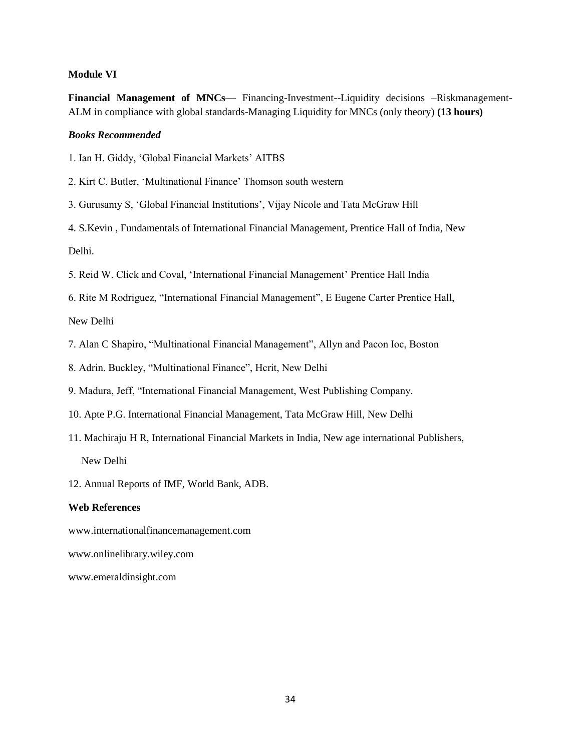**Module VI**

**Financial Management of MNCs—** Financing-Investment--Liquidity decisions –Riskmanagement-ALM in compliance with global standards-Managing Liquidity for MNCs (only theory) **(13 hours)**

***Books Recommended***

1. Ian H. Giddy, 'Global Financial Markets' AITBS
2. Kirt C. Butler, 'Multinational Finance' Thomson south western
3. Gurusamy S, 'Global Financial Institutions', Vijay Nicole and Tata McGraw Hill
4. S.Kevin , Fundamentals of International Financial Management, Prentice Hall of India, New Delhi.
5. Reid W. Click and Coval, 'International Financial Management' Prentice Hall India
6. Rite M Rodriguez, "International Financial Management", E Eugene Carter Prentice Hall, New Delhi
7. Alan C Shapiro, "Multinational Financial Management", Allyn and Pacon Ioc, Boston
8. Adrin. Buckley, "Multinational Finance", Hcrit, New Delhi
9. Madura, Jeff, "International Financial Management, West Publishing Company.
10. Apte P.G. International Financial Management, Tata McGraw Hill, New Delhi
11. Machiraju H R, International Financial Markets in India, New age international Publishers, New Delhi
12. Annual Reports of IMF, World Bank, ADB.

**Web References**

www.internationalfinancemanagement.com

www.onlinelibrary.wiley.com

www.emeraldinsight.com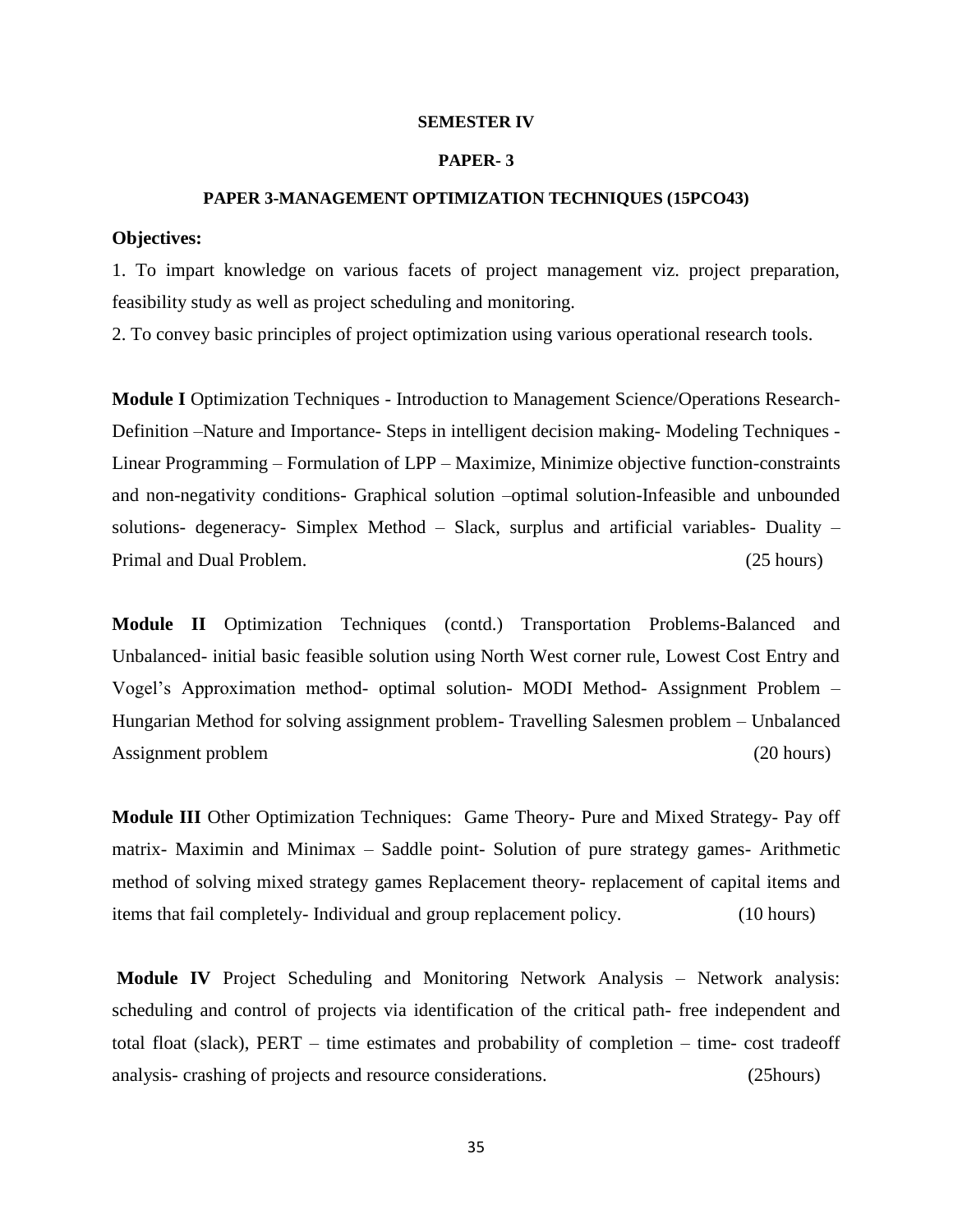**SEMESTER IV**

**PAPER- 3**

**PAPER 3-MANAGEMENT OPTIMIZATION TECHNIQUES (15PCO43)**

**Objectives:**

1. To impart knowledge on various facets of project management viz. project preparation, feasibility study as well as project scheduling and monitoring.
2. To convey basic principles of project optimization using various operational research tools.

**Module I** Optimization Techniques - Introduction to Management Science/Operations Research- Definition –Nature and Importance- Steps in intelligent decision making- Modeling Techniques - Linear Programming – Formulation of LPP – Maximize, Minimize objective function-constraints and non-negativity conditions- Graphical solution –optimal solution-Infeasible and unbounded solutions- degeneracy- Simplex Method – Slack, surplus and artificial variables- Duality – Primal and Dual Problem. (25 hours)

**Module II** Optimization Techniques (contd.) Transportation Problems-Balanced and Unbalanced- initial basic feasible solution using North West corner rule, Lowest Cost Entry and Vogel's Approximation method- optimal solution- MODI Method- Assignment Problem – Hungarian Method for solving assignment problem- Travelling Salesmen problem – Unbalanced Assignment problem (20 hours)

**Module III** Other Optimization Techniques: Game Theory- Pure and Mixed Strategy- Pay off matrix- Maximin and Minimax – Saddle point- Solution of pure strategy games- Arithmetic method of solving mixed strategy games Replacement theory- replacement of capital items and items that fail completely- Individual and group replacement policy. (10 hours)

**Module IV** Project Scheduling and Monitoring Network Analysis – Network analysis: scheduling and control of projects via identification of the critical path- free independent and total float (slack), PERT – time estimates and probability of completion – time- cost tradeoff analysis- crashing of projects and resource considerations. (25hours)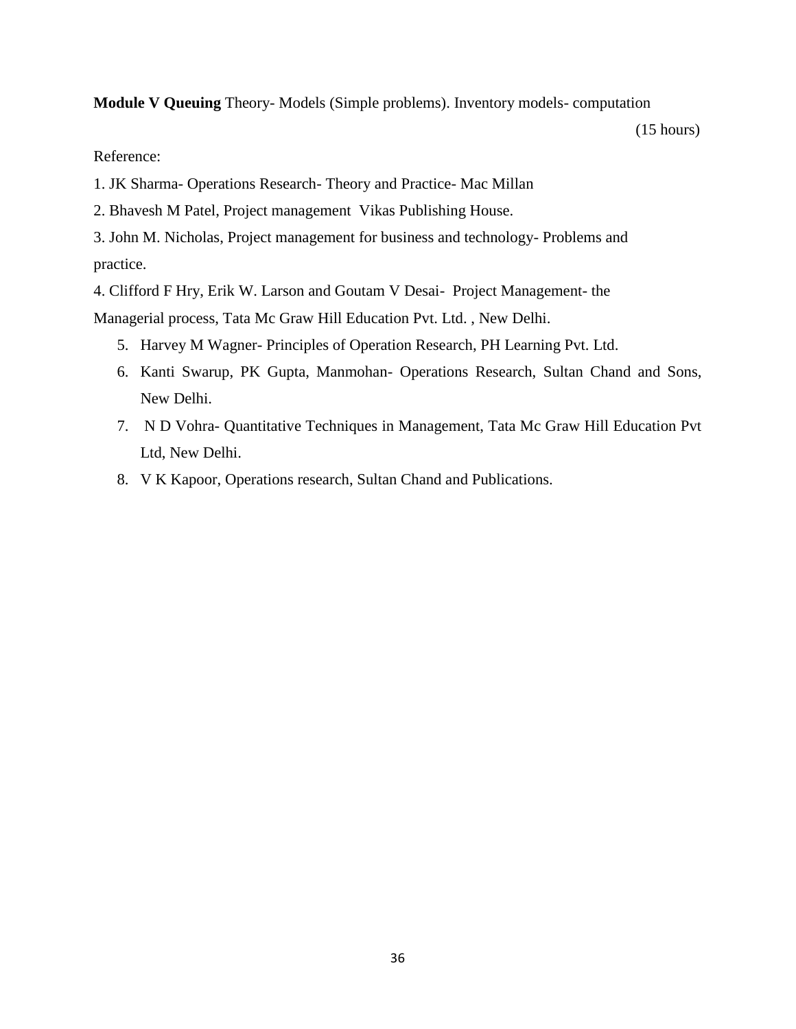**Module V Queuing** Theory- Models (Simple problems). Inventory models- computation

(15 hours)

Reference:

1. JK Sharma- Operations Research- Theory and Practice- Mac Millan
2. Bhavesh M Patel, Project management Vikas Publishing House.
3. John M. Nicholas, Project management for business and technology- Problems and practice.
4. Clifford F Hry, Erik W. Larson and Goutam V Desai- Project Management- the Managerial process, Tata Mc Graw Hill Education Pvt. Ltd. , New Delhi.
5. Harvey M Wagner- Principles of Operation Research, PH Learning Pvt. Ltd.
6. Kanti Swarup, PK Gupta, Manmohan- Operations Research, Sultan Chand and Sons, New Delhi.
7. N D Vohra- Quantitative Techniques in Management, Tata Mc Graw Hill Education Pvt Ltd, New Delhi.
8. V K Kapoor, Operations research, Sultan Chand and Publications.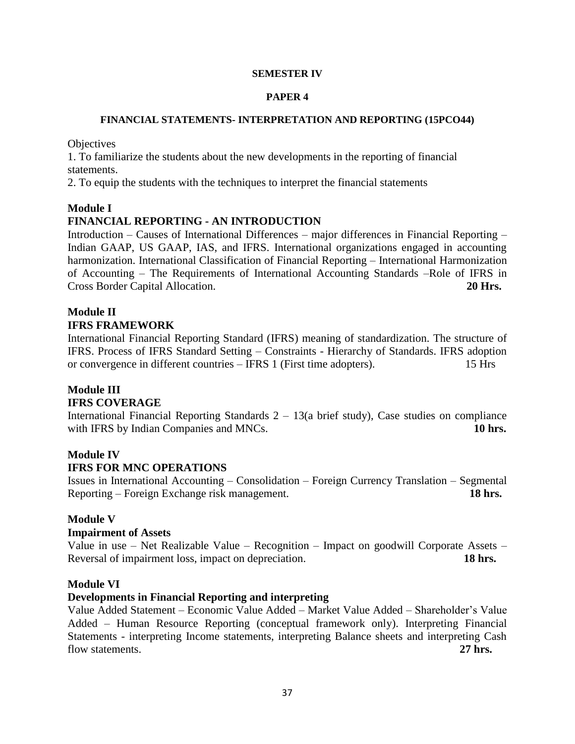**SEMESTER IV**

**PAPER 4**

**FINANCIAL STATEMENTS- INTERPRETATION AND REPORTING (15PCO44)**

Objectives

1. To familiarize the students about the new developments in the reporting of financial statements.
2. To equip the students with the techniques to interpret the financial statements

## Module I

### FINANCIAL REPORTING - AN INTRODUCTION

Introduction – Causes of International Differences – major differences in Financial Reporting – Indian GAAP, US GAAP, IAS, and IFRS. International organizations engaged in accounting harmonization. International Classification of Financial Reporting – International Harmonization of Accounting – The Requirements of International Accounting Standards –Role of IFRS in Cross Border Capital Allocation. **20 Hrs.**

## Module II

### IFRS FRAMEWORK

International Financial Reporting Standard (IFRS) meaning of standardization. The structure of IFRS. Process of IFRS Standard Setting – Constraints - Hierarchy of Standards. IFRS adoption or convergence in different countries – IFRS 1 (First time adopters). 15 Hrs

## Module III

### IFRS COVERAGE

International Financial Reporting Standards 2 – 13(a brief study), Case studies on compliance with IFRS by Indian Companies and MNCs. **10 hrs.**

## Module IV

### IFRS FOR MNC OPERATIONS

Issues in International Accounting – Consolidation – Foreign Currency Translation – Segmental Reporting – Foreign Exchange risk management. **18 hrs.**

## Module V

### Impairment of Assets

Value in use – Net Realizable Value – Recognition – Impact on goodwill Corporate Assets – Reversal of impairment loss, impact on depreciation. **18 hrs.**

## Module VI

### Developments in Financial Reporting and interpreting

Value Added Statement – Economic Value Added – Market Value Added – Shareholder's Value Added – Human Resource Reporting (conceptual framework only). Interpreting Financial Statements - interpreting Income statements, interpreting Balance sheets and interpreting Cash flow statements. **27 hrs.**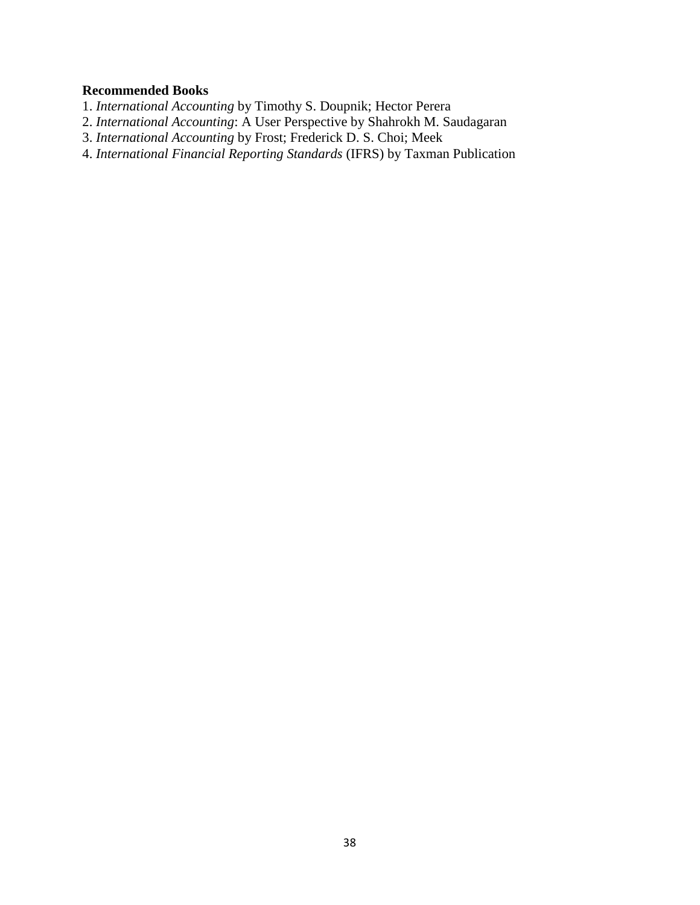**Recommended Books**

1. *International Accounting* by Timothy S. Doupnik; Hector Perera
2. *International Accounting*: A User Perspective by Shahrokh M. Saudagaran
3. *International Accounting* by Frost; Frederick D. S. Choi; Meek
4. *International Financial Reporting Standards* (IFRS) by Taxman Publication